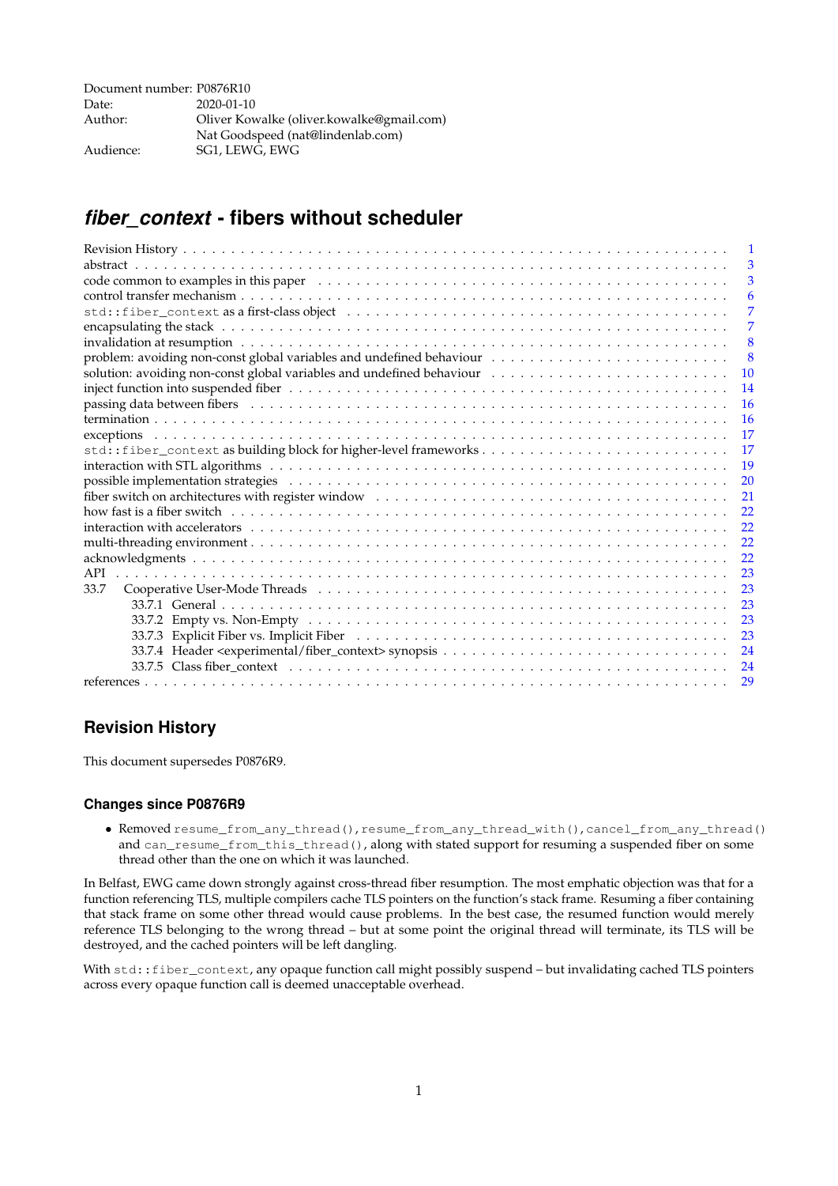Document number: P0876R10
Date: 2020-01-10
Author: Oliver Kowalke (oliver.kowalke@gmail.com)
Nat Goodspeed (nat@lindenlab.com)
Audience: SG1, LEWG, EWG

# *fiber_context* - fibers without scheduler

- Revision History . . . 1
- abstract . . . 3
- code common to examples in this paper . . . 3
- control transfer mechanism . . . 6
- `std::fiber_context` as a first-class object . . . 7
- encapsulating the stack . . . 7
- invalidation at resumption . . . 8
- problem: avoiding non-const global variables and undefined behaviour . . . 8
- solution: avoiding non-const global variables and undefined behaviour . . . 10
- inject function into suspended fiber . . . 14
- passing data between fibers . . . 16
- termination . . . 16
- exceptions . . . 17
- `std::fiber_context` as building block for higher-level frameworks . . . 17
- interaction with STL algorithms . . . 19
- possible implementation strategies . . . 20
- fiber switch on architectures with register window . . . 21
- how fast is a fiber switch . . . 22
- interaction with accelerators . . . 22
- multi-threading environment . . . 22
- acknowledgments . . . 22
- API . . . 23
- 33.7 Cooperative User-Mode Threads . . . 23
  - 33.7.1 General . . . 23
  - 33.7.2 Empty vs. Non-Empty . . . 23
  - 33.7.3 Explicit Fiber vs. Implicit Fiber . . . 23
  - 33.7.4 Header <experimental/fiber_context> synopsis . . . 24
  - 33.7.5 Class fiber_context . . . 24
- references . . . 29

## Revision History

This document supersedes P0876R9.

### Changes since P0876R9

- Removed `resume_from_any_thread()`, `resume_from_any_thread_with()`, `cancel_from_any_thread()` and `can_resume_from_this_thread()`, along with stated support for resuming a suspended fiber on some thread other than the one on which it was launched.

In Belfast, EWG came down strongly against cross-thread fiber resumption. The most emphatic objection was that for a function referencing TLS, multiple compilers cache TLS pointers on the function's stack frame. Resuming a fiber containing that stack frame on some other thread would cause problems. In the best case, the resumed function would merely reference TLS belonging to the wrong thread – but at some point the original thread will terminate, its TLS will be destroyed, and the cached pointers will be left dangling.

With `std::fiber_context`, any opaque function call might possibly suspend – but invalidating cached TLS pointers across every opaque function call is deemed unacceptable overhead.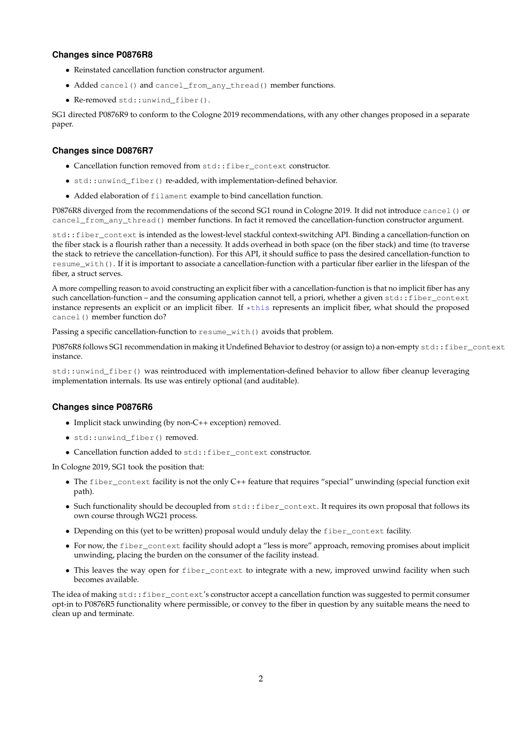### Changes since P0876R8

- Reinstated cancellation function constructor argument.
- Added `cancel()` and `cancel_from_any_thread()` member functions.
- Re-removed `std::unwind_fiber()`.

SG1 directed P0876R9 to conform to the Cologne 2019 recommendations, with any other changes proposed in a separate paper.

### Changes since D0876R7

- Cancellation function removed from `std::fiber_context` constructor.
- `std::unwind_fiber()` re-added, with implementation-defined behavior.
- Added elaboration of `filament` example to bind cancellation function.

P0876R8 diverged from the recommendations of the second SG1 round in Cologne 2019. It did not introduce `cancel()` or `cancel_from_any_thread()` member functions. In fact it removed the cancellation-function constructor argument.

`std::fiber_context` is intended as the lowest-level stackful context-switching API. Binding a cancellation-function on the fiber stack is a flourish rather than a necessity. It adds overhead in both space (on the fiber stack) and time (to traverse the stack to retrieve the cancellation-function). For this API, it should suffice to pass the desired cancellation-function to `resume_with()`. If it is important to associate a cancellation-function with a particular fiber earlier in the lifespan of the fiber, a struct serves.

A more compelling reason to avoid constructing an explicit fiber with a cancellation-function is that no implicit fiber has any such cancellation-function – and the consuming application cannot tell, a priori, whether a given `std::fiber_context` instance represents an explicit or an implicit fiber. If `*this` represents an implicit fiber, what should the proposed `cancel()` member function do?

Passing a specific cancellation-function to `resume_with()` avoids that problem.

P0876R8 follows SG1 recommendation in making it Undefined Behavior to destroy (or assign to) a non-empty `std::fiber_context` instance.

`std::unwind_fiber()` was reintroduced with implementation-defined behavior to allow fiber cleanup leveraging implementation internals. Its use was entirely optional (and auditable).

### Changes since P0876R6

- Implicit stack unwinding (by non-C++ exception) removed.
- `std::unwind_fiber()` removed.
- Cancellation function added to `std::fiber_context` constructor.

In Cologne 2019, SG1 took the position that:

- The `fiber_context` facility is not the only C++ feature that requires "special" unwinding (special function exit path).
- Such functionality should be decoupled from `std::fiber_context`. It requires its own proposal that follows its own course through WG21 process.
- Depending on this (yet to be written) proposal would unduly delay the `fiber_context` facility.
- For now, the `fiber_context` facility should adopt a "less is more" approach, removing promises about implicit unwinding, placing the burden on the consumer of the facility instead.
- This leaves the way open for `fiber_context` to integrate with a new, improved unwind facility when such becomes available.

The idea of making `std::fiber_context`'s constructor accept a cancellation function was suggested to permit consumer opt-in to P0876R5 functionality where permissible, or convey to the fiber in question by any suitable means the need to clean up and terminate.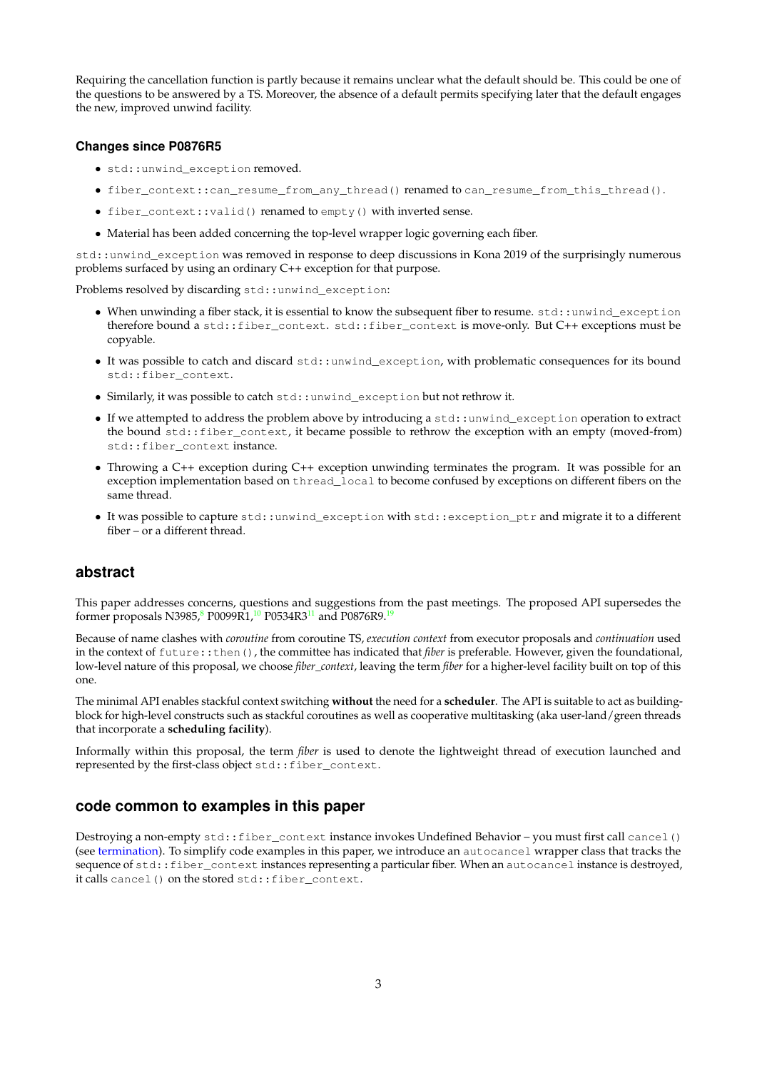Requiring the cancellation function is partly because it remains unclear what the default should be. This could be one of the questions to be answered by a TS. Moreover, the absence of a default permits specifying later that the default engages the new, improved unwind facility.

### Changes since P0876R5

- `std::unwind_exception` removed.
- `fiber_context::can_resume_from_any_thread()` renamed to `can_resume_from_this_thread()`.
- `fiber_context::valid()` renamed to `empty()` with inverted sense.
- Material has been added concerning the top-level wrapper logic governing each fiber.

`std::unwind_exception` was removed in response to deep discussions in Kona 2019 of the surprisingly numerous problems surfaced by using an ordinary C++ exception for that purpose.

Problems resolved by discarding `std::unwind_exception`:

- When unwinding a fiber stack, it is essential to know the subsequent fiber to resume. `std::unwind_exception` therefore bound a `std::fiber_context`. `std::fiber_context` is move-only. But C++ exceptions must be copyable.
- It was possible to catch and discard `std::unwind_exception`, with problematic consequences for its bound `std::fiber_context`.
- Similarly, it was possible to catch `std::unwind_exception` but not rethrow it.
- If we attempted to address the problem above by introducing a `std::unwind_exception` operation to extract the bound `std::fiber_context`, it became possible to rethrow the exception with an empty (moved-from) `std::fiber_context` instance.
- Throwing a C++ exception during C++ exception unwinding terminates the program. It was possible for an exception implementation based on `thread_local` to become confused by exceptions on different fibers on the same thread.
- It was possible to capture `std::unwind_exception` with `std::exception_ptr` and migrate it to a different fiber – or a different thread.

## abstract

This paper addresses concerns, questions and suggestions from the past meetings. The proposed API supersedes the former proposals N3985,[8] P0099R1,[10] P0534R3[11] and P0876R9.[19]

Because of name clashes with *coroutine* from coroutine TS, *execution context* from executor proposals and *continuation* used in the context of `future::then()`, the committee has indicated that *fiber* is preferable. However, given the foundational, low-level nature of this proposal, we choose *fiber_context*, leaving the term *fiber* for a higher-level facility built on top of this one.

The minimal API enables stackful context switching **without** the need for a **scheduler**. The API is suitable to act as building-block for high-level constructs such as stackful coroutines as well as cooperative multitasking (aka user-land/green threads that incorporate a **scheduling facility**).

Informally within this proposal, the term *fiber* is used to denote the lightweight thread of execution launched and represented by the first-class object `std::fiber_context`.

## code common to examples in this paper

Destroying a non-empty `std::fiber_context` instance invokes Undefined Behavior – you must first call `cancel()` (see termination). To simplify code examples in this paper, we introduce an `autocancel` wrapper class that tracks the sequence of `std::fiber_context` instances representing a particular fiber. When an `autocancel` instance is destroyed, it calls `cancel()` on the stored `std::fiber_context`.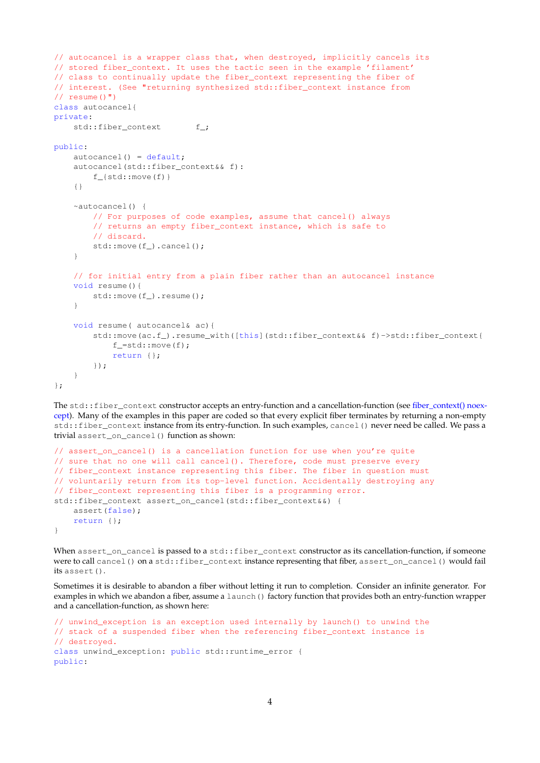```
// autocancel is a wrapper class that, when destroyed, implicitly cancels its
// stored fiber_context. It uses the tactic seen in the example 'filament'
// class to continually update the fiber_context representing the fiber of
// interest. (See "returning synthesized std::fiber_context instance from
// resume()")
class autocancel{
private:
    std::fiber_context       f_;

public:
    autocancel() = default;
    autocancel(std::fiber_context&& f):
        f_{std::move(f)}
    {}

    ~autocancel() {
        // For purposes of code examples, assume that cancel() always
        // returns an empty fiber_context instance, which is safe to
        // discard.
        std::move(f_).cancel();
    }

    // for initial entry from a plain fiber rather than an autocancel instance
    void resume(){
        std::move(f_).resume();
    }

    void resume( autocancel& ac){
        std::move(ac.f_).resume_with([this](std::fiber_context&& f)->std::fiber_context{
            f_=std::move(f);
            return {};
        });
    }
};
```

The `std::fiber_context` constructor accepts an entry-function and a cancellation-function (see fiber_context() noexcept). Many of the examples in this paper are coded so that every explicit fiber terminates by returning a non-empty `std::fiber_context` instance from its entry-function. In such examples, `cancel()` never need be called. We pass a trivial `assert_on_cancel()` function as shown:

```
// assert_on_cancel() is a cancellation function for use when you're quite
// sure that no one will call cancel(). Therefore, code must preserve every
// fiber_context instance representing this fiber. The fiber in question must
// voluntarily return from its top-level function. Accidentally destroying any
// fiber_context representing this fiber is a programming error.
std::fiber_context assert_on_cancel(std::fiber_context&&) {
    assert(false);
    return {};
}
```

When `assert_on_cancel` is passed to a `std::fiber_context` constructor as its cancellation-function, if someone were to call `cancel()` on a `std::fiber_context` instance representing that fiber, `assert_on_cancel()` would fail its `assert()`.

Sometimes it is desirable to abandon a fiber without letting it run to completion. Consider an infinite generator. For examples in which we abandon a fiber, assume a `launch()` factory function that provides both an entry-function wrapper and a cancellation-function, as shown here:

```
// unwind_exception is an exception used internally by launch() to unwind the
// stack of a suspended fiber when the referencing fiber_context instance is
// destroyed.
class unwind_exception: public std::runtime_error {
public:
```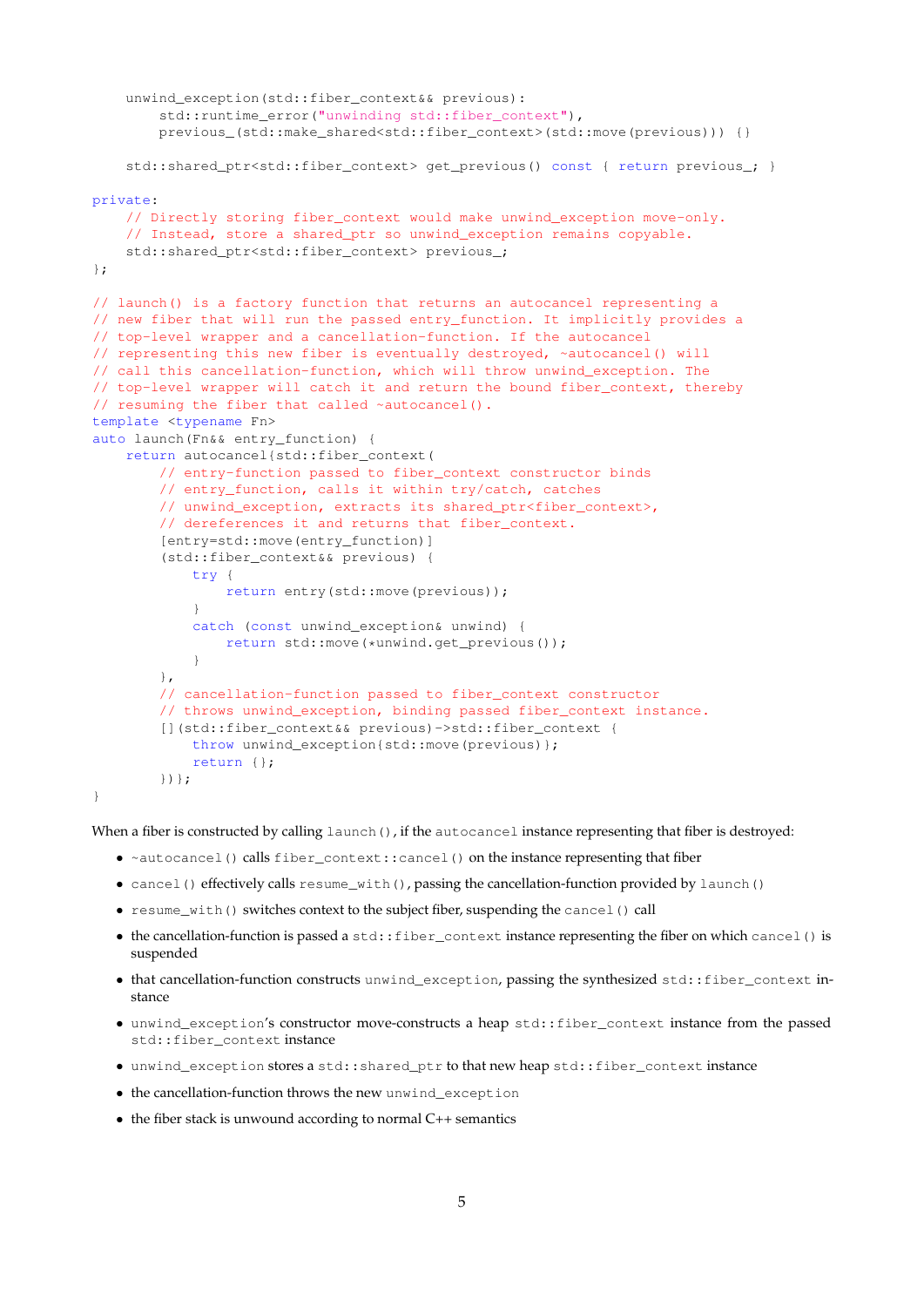```
    unwind_exception(std::fiber_context&& previous):
        std::runtime_error("unwinding std::fiber_context"),
        previous_(std::make_shared<std::fiber_context>(std::move(previous))) {}

    std::shared_ptr<std::fiber_context> get_previous() const { return previous_; }

private:
    // Directly storing fiber_context would make unwind_exception move-only.
    // Instead, store a shared_ptr so unwind_exception remains copyable.
    std::shared_ptr<std::fiber_context> previous_;
};

// launch() is a factory function that returns an autocancel representing a
// new fiber that will run the passed entry_function. It implicitly provides a
// top-level wrapper and a cancellation-function. If the autocancel
// representing this new fiber is eventually destroyed, ~autocancel() will
// call this cancellation-function, which will throw unwind_exception. The
// top-level wrapper will catch it and return the bound fiber_context, thereby
// resuming the fiber that called ~autocancel().
template <typename Fn>
auto launch(Fn&& entry_function) {
    return autocancel{std::fiber_context(
        // entry-function passed to fiber_context constructor binds
        // entry_function, calls it within try/catch, catches
        // unwind_exception, extracts its shared_ptr<fiber_context>,
        // dereferences it and returns that fiber_context.
        [entry=std::move(entry_function)]
        (std::fiber_context&& previous) {
            try {
                return entry(std::move(previous));
            }
            catch (const unwind_exception& unwind) {
                return std::move(*unwind.get_previous());
            }
        },
        // cancellation-function passed to fiber_context constructor
        // throws unwind_exception, binding passed fiber_context instance.
        [](std::fiber_context&& previous)->std::fiber_context {
            throw unwind_exception{std::move(previous)};
            return {};
        })};
}
```

When a fiber is constructed by calling `launch()`, if the `autocancel` instance representing that fiber is destroyed:

- `~autocancel()` calls `fiber_context::cancel()` on the instance representing that fiber
- `cancel()` effectively calls `resume_with()`, passing the cancellation-function provided by `launch()`
- `resume_with()` switches context to the subject fiber, suspending the `cancel()` call
- the cancellation-function is passed a `std::fiber_context` instance representing the fiber on which `cancel()` is suspended
- that cancellation-function constructs `unwind_exception`, passing the synthesized `std::fiber_context` instance
- `unwind_exception`'s constructor move-constructs a heap `std::fiber_context` instance from the passed `std::fiber_context` instance
- `unwind_exception` stores a `std::shared_ptr` to that new heap `std::fiber_context` instance
- the cancellation-function throws the new `unwind_exception`
- the fiber stack is unwound according to normal C++ semantics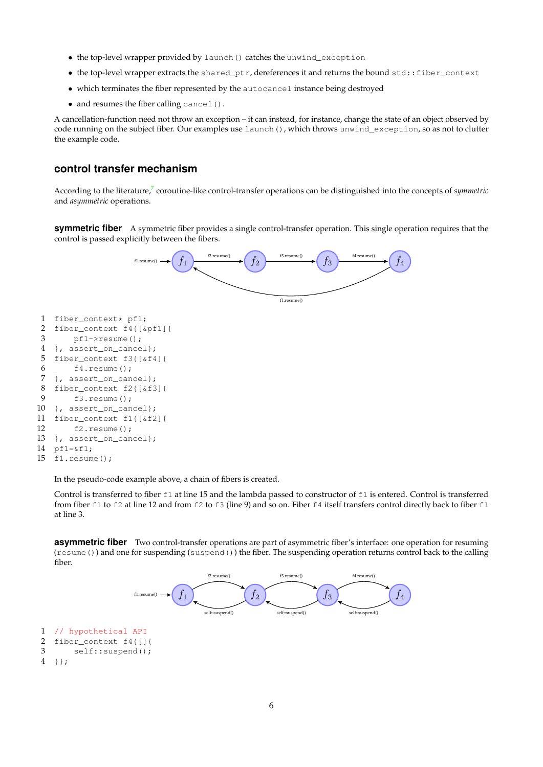- the top-level wrapper provided by `launch()` catches the `unwind_exception`
- the top-level wrapper extracts the `shared_ptr`, dereferences it and returns the bound `std::fiber_context`
- which terminates the fiber represented by the `autocancel` instance being destroyed
- and resumes the fiber calling `cancel()`.

A cancellation-function need not throw an exception – it can instead, for instance, change the state of an object observed by code running on the subject fiber. Our examples use `launch()`, which throws `unwind_exception`, so as not to clutter the example code.

## control transfer mechanism

According to the literature,[7] coroutine-like control-transfer operations can be distinguished into the concepts of *symmetric* and *asymmetric* operations.

**symmetric fiber** A symmetric fiber provides a single control-transfer operation. This single operation requires that the control is passed explicitly between the fibers.

```
1  fiber_context* pf1;
2  fiber_context f4{[&pf1]{
3      pf1->resume();
4  }, assert_on_cancel};
5  fiber_context f3{[&f4]{
6      f4.resume();
7  }, assert_on_cancel};
8  fiber_context f2{[&f3]{
9      f3.resume();
10 }, assert_on_cancel};
11 fiber_context f1{[&f2]{
12     f2.resume();
13 }, assert_on_cancel};
14 pf1=&f1;
15 f1.resume();
```

In the pseudo-code example above, a chain of fibers is created.

Control is transferred to fiber `f1` at line 15 and the lambda passed to constructor of `f1` is entered. Control is transferred from fiber `f1` to `f2` at line 12 and from `f2` to `f3` (line 9) and so on. Fiber `f4` itself transfers control directly back to fiber `f1` at line 3.

**asymmetric fiber** Two control-transfer operations are part of asymmetric fiber's interface: one operation for resuming (`resume()`) and one for suspending (`suspend()`) the fiber. The suspending operation returns control back to the calling fiber.

```
1  // hypothetical API
2  fiber_context f4{[]{
3      self::suspend();
4  }};
```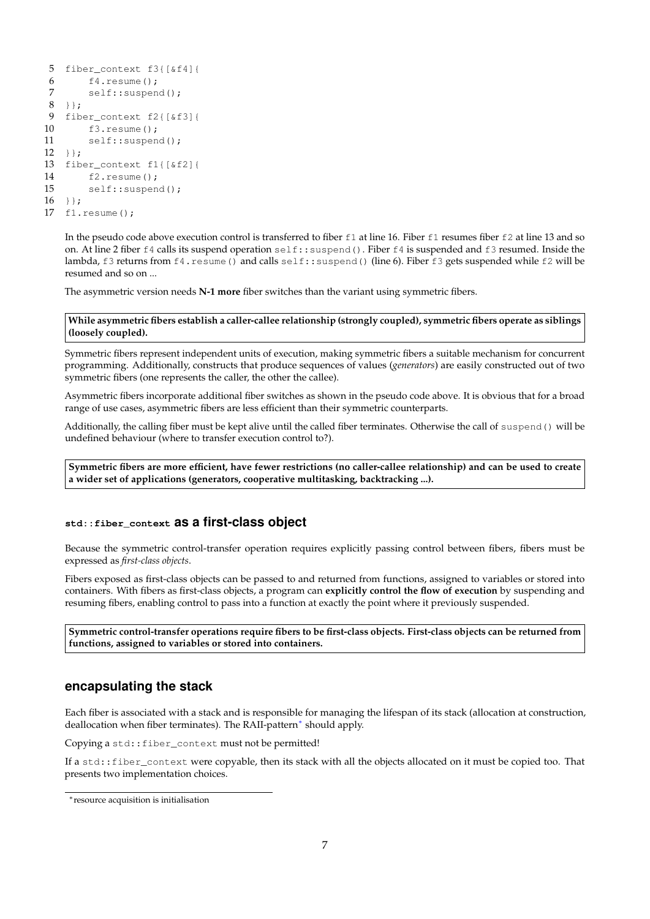```
 5  fiber_context f3{[&f4]{
 6      f4.resume();
 7      self::suspend();
 8  }};
 9  fiber_context f2{[&f3]{
10      f3.resume();
11      self::suspend();
12  }};
13  fiber_context f1{[&f2]{
14      f2.resume();
15      self::suspend();
16  }};
17  f1.resume();
```

In the pseudo code above execution control is transferred to fiber `f1` at line 16. Fiber `f1` resumes fiber `f2` at line 13 and so on. At line 2 fiber `f4` calls its suspend operation `self::suspend()`. Fiber `f4` is suspended and `f3` resumed. Inside the lambda, `f3` returns from `f4.resume()` and calls `self::suspend()` (line 6). Fiber `f3` gets suspended while `f2` will be resumed and so on ...

The asymmetric version needs **N-1 more** fiber switches than the variant using symmetric fibers.

> **While asymmetric fibers establish a caller-callee relationship (strongly coupled), symmetric fibers operate as siblings (loosely coupled).**

Symmetric fibers represent independent units of execution, making symmetric fibers a suitable mechanism for concurrent programming. Additionally, constructs that produce sequences of values (*generators*) are easily constructed out of two symmetric fibers (one represents the caller, the other the callee).

Asymmetric fibers incorporate additional fiber switches as shown in the pseudo code above. It is obvious that for a broad range of use cases, asymmetric fibers are less efficient than their symmetric counterparts.

Additionally, the calling fiber must be kept alive until the called fiber terminates. Otherwise the call of `suspend()` will be undefined behaviour (where to transfer execution control to?).

> **Symmetric fibers are more efficient, have fewer restrictions (no caller-callee relationship) and can be used to create a wider set of applications (generators, cooperative multitasking, backtracking ...).**

### `std::fiber_context` as a first-class object

Because the symmetric control-transfer operation requires explicitly passing control between fibers, fibers must be expressed as *first-class objects*.

Fibers exposed as first-class objects can be passed to and returned from functions, assigned to variables or stored into containers. With fibers as first-class objects, a program can **explicitly control the flow of execution** by suspending and resuming fibers, enabling control to pass into a function at exactly the point where it previously suspended.

> **Symmetric control-transfer operations require fibers to be first-class objects. First-class objects can be returned from functions, assigned to variables or stored into containers.**

## encapsulating the stack

Each fiber is associated with a stack and is responsible for managing the lifespan of its stack (allocation at construction, deallocation when fiber terminates). The RAII-pattern[*] should apply.

Copying a `std::fiber_context` must not be permitted!

If a `std::fiber_context` were copyable, then its stack with all the objects allocated on it must be copied too. That presents two implementation choices.

[*] resource acquisition is initialisation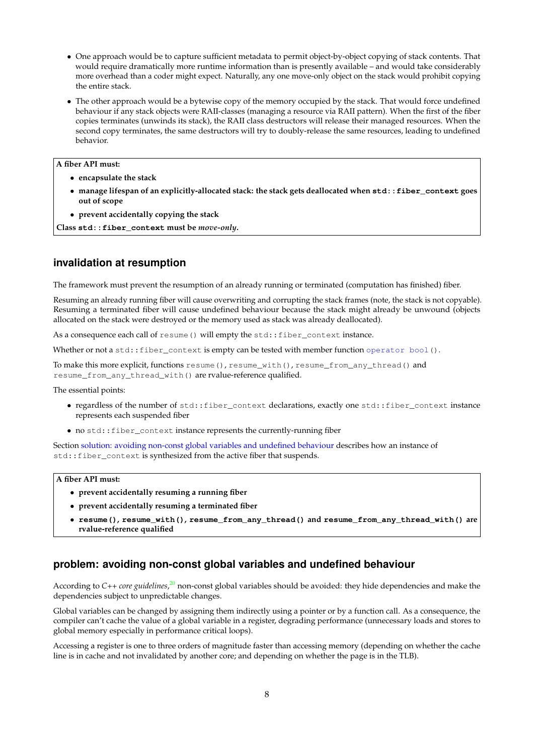- One approach would be to capture sufficient metadata to permit object-by-object copying of stack contents. That would require dramatically more runtime information than is presently available – and would take considerably more overhead than a coder might expect. Naturally, any one move-only object on the stack would prohibit copying the entire stack.

- The other approach would be a bytewise copy of the memory occupied by the stack. That would force undefined behaviour if any stack objects were RAII-classes (managing a resource via RAII pattern). When the first of the fiber copies terminates (unwinds its stack), the RAII class destructors will release their managed resources. When the second copy terminates, the same destructors will try to doubly-release the same resources, leading to undefined behavior.

> **A fiber API must:**
>
> - **encapsulate the stack**
> - **manage lifespan of an explicitly-allocated stack: the stack gets deallocated when `std::fiber_context` goes out of scope**
> - **prevent accidentally copying the stack**
>
> **Class `std::fiber_context` must be *move-only*.**

## invalidation at resumption

The framework must prevent the resumption of an already running or terminated (computation has finished) fiber.

Resuming an already running fiber will cause overwriting and corrupting the stack frames (note, the stack is not copyable). Resuming a terminated fiber will cause undefined behaviour because the stack might already be unwound (objects allocated on the stack were destroyed or the memory used as stack was already deallocated).

As a consequence each call of `resume()` will empty the `std::fiber_context` instance.

Whether or not a `std::fiber_context` is empty can be tested with member function `operator bool()`.

To make this more explicit, functions `resume()`, `resume_with()`, `resume_from_any_thread()` and `resume_from_any_thread_with()` are rvalue-reference qualified.

The essential points:

- regardless of the number of `std::fiber_context` declarations, exactly one `std::fiber_context` instance represents each suspended fiber
- no `std::fiber_context` instance represents the currently-running fiber

Section solution: avoiding non-const global variables and undefined behaviour describes how an instance of `std::fiber_context` is synthesized from the active fiber that suspends.

> **A fiber API must:**
>
> - **prevent accidentally resuming a running fiber**
> - **prevent accidentally resuming a terminated fiber**
> - **`resume()`, `resume_with()`, `resume_from_any_thread()` and `resume_from_any_thread_with()` are rvalue-reference qualified**

## problem: avoiding non-const global variables and undefined behaviour

According to *C++ core guidelines*,[20] non-const global variables should be avoided: they hide dependencies and make the dependencies subject to unpredictable changes.

Global variables can be changed by assigning them indirectly using a pointer or by a function call. As a consequence, the compiler can't cache the value of a global variable in a register, degrading performance (unnecessary loads and stores to global memory especially in performance critical loops).

Accessing a register is one to three orders of magnitude faster than accessing memory (depending on whether the cache line is in cache and not invalidated by another core; and depending on whether the page is in the TLB).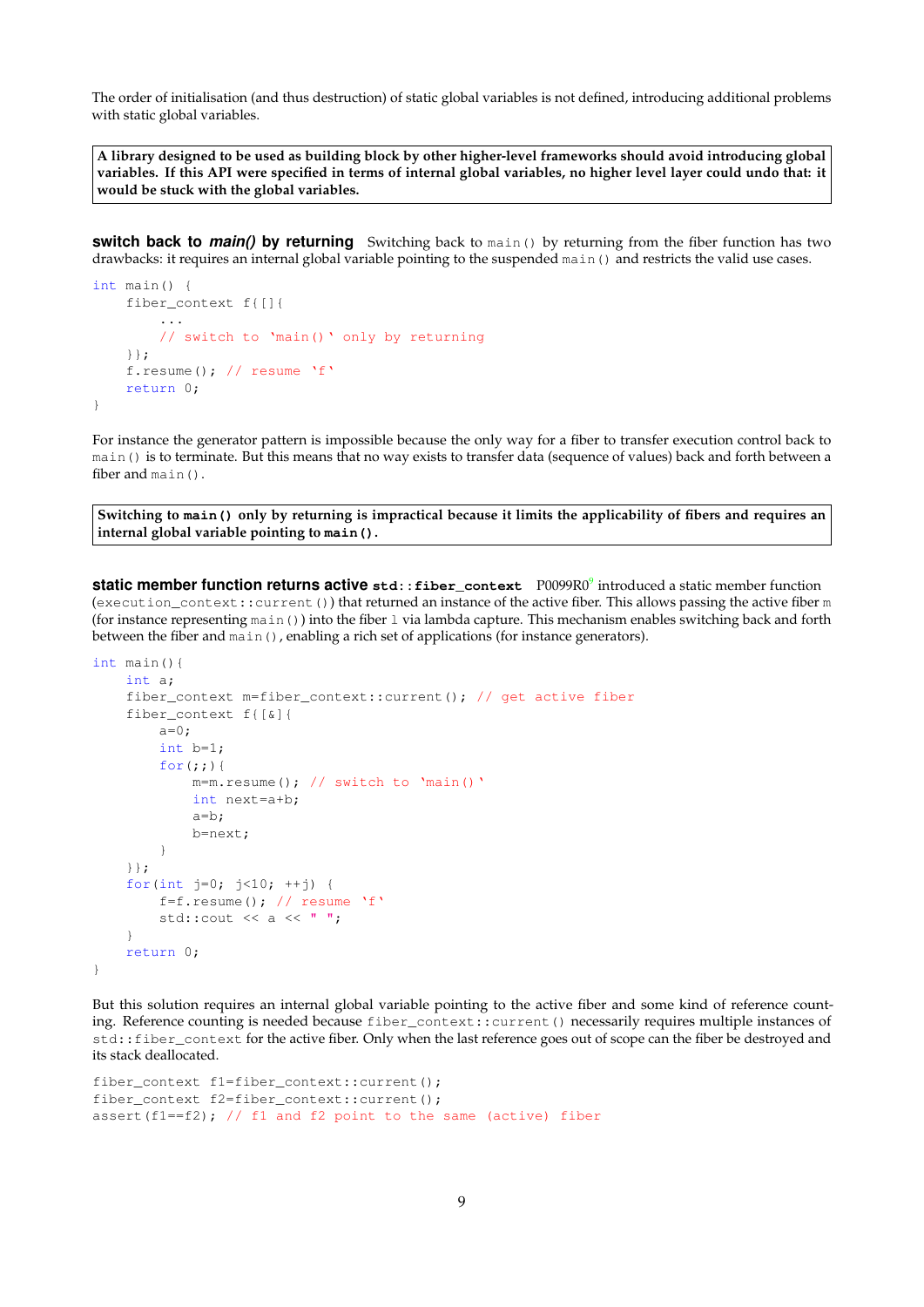The order of initialisation (and thus destruction) of static global variables is not defined, introducing additional problems with static global variables.

> **A library designed to be used as building block by other higher-level frameworks should avoid introducing global variables. If this API were specified in terms of internal global variables, no higher level layer could undo that: it would be stuck with the global variables.**

**switch back to *main()* by returning** Switching back to `main()` by returning from the fiber function has two drawbacks: it requires an internal global variable pointing to the suspended `main()` and restricts the valid use cases.

```
int main() {
    fiber_context f{[]{
        ...
        // switch to `main()` only by returning
    }};
    f.resume(); // resume `f`
    return 0;
}
```

For instance the generator pattern is impossible because the only way for a fiber to transfer execution control back to `main()` is to terminate. But this means that no way exists to transfer data (sequence of values) back and forth between a fiber and `main()`.

> **Switching to `main()` only by returning is impractical because it limits the applicability of fibers and requires an internal global variable pointing to `main()`.**

**static member function returns active `std::fiber_context`** P0099R0[9] introduced a static member function (`execution_context::current()`) that returned an instance of the active fiber. This allows passing the active fiber `m` (for instance representing `main()`) into the fiber `l` via lambda capture. This mechanism enables switching back and forth between the fiber and `main()`, enabling a rich set of applications (for instance generators).

```
int main(){
    int a;
    fiber_context m=fiber_context::current(); // get active fiber
    fiber_context f{[&]{
        a=0;
        int b=1;
        for(;;){
            m=m.resume(); // switch to `main()`
            int next=a+b;
            a=b;
            b=next;
        }
    }};
    for(int j=0; j<10; ++j) {
        f=f.resume(); // resume `f`
        std::cout << a << " ";
    }
    return 0;
}
```

But this solution requires an internal global variable pointing to the active fiber and some kind of reference counting. Reference counting is needed because `fiber_context::current()` necessarily requires multiple instances of `std::fiber_context` for the active fiber. Only when the last reference goes out of scope can the fiber be destroyed and its stack deallocated.

```
fiber_context f1=fiber_context::current();
fiber_context f2=fiber_context::current();
assert(f1==f2); // f1 and f2 point to the same (active) fiber
```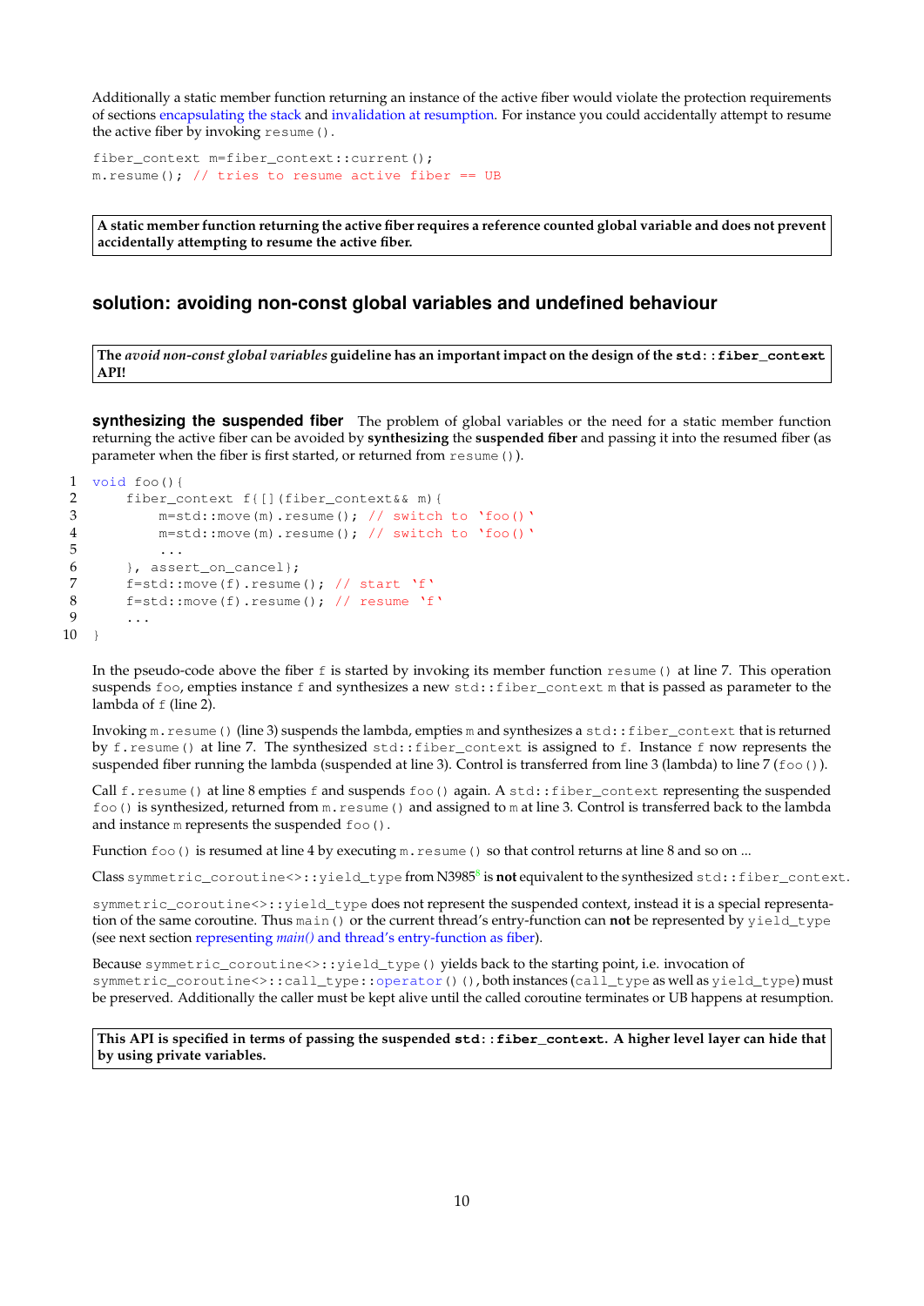Additionally a static member function returning an instance of the active fiber would violate the protection requirements of sections encapsulating the stack and invalidation at resumption. For instance you could accidentally attempt to resume the active fiber by invoking `resume()`.

```
fiber_context m=fiber_context::current();
m.resume(); // tries to resume active fiber == UB
```

**A static member function returning the active fiber requires a reference counted global variable and does not prevent accidentally attempting to resume the active fiber.**

## solution: avoiding non-const global variables and undefined behaviour

**The *avoid non-const global variables* guideline has an important impact on the design of the `std::fiber_context` API!**

**synthesizing the suspended fiber** The problem of global variables or the need for a static member function returning the active fiber can be avoided by **synthesizing** the **suspended fiber** and passing it into the resumed fiber (as parameter when the fiber is first started, or returned from `resume()`).

```
1  void foo(){
2      fiber_context f{[](fiber_context&& m){
3          m=std::move(m).resume(); // switch to `foo()`
4          m=std::move(m).resume(); // switch to `foo()`
5          ...
6      }, assert_on_cancel};
7      f=std::move(f).resume(); // start `f`
8      f=std::move(f).resume(); // resume `f`
9      ...
10 }
```

In the pseudo-code above the fiber `f` is started by invoking its member function `resume()` at line 7. This operation suspends `foo`, empties instance `f` and synthesizes a new `std::fiber_context` `m` that is passed as parameter to the lambda of `f` (line 2).

Invoking `m.resume()` (line 3) suspends the lambda, empties `m` and synthesizes a `std::fiber_context` that is returned by `f.resume()` at line 7. The synthesized `std::fiber_context` is assigned to `f`. Instance `f` now represents the suspended fiber running the lambda (suspended at line 3). Control is transferred from line 3 (lambda) to line 7 (`foo()`).

Call `f.resume()` at line 8 empties `f` and suspends `foo()` again. A `std::fiber_context` representing the suspended `foo()` is synthesized, returned from `m.resume()` and assigned to `m` at line 3. Control is transferred back to the lambda and instance `m` represents the suspended `foo()`.

Function `foo()` is resumed at line 4 by executing `m.resume()` so that control returns at line 8 and so on ...

Class `symmetric_coroutine<>::yield_type` from N3985[8] is **not** equivalent to the synthesized `std::fiber_context`.

`symmetric_coroutine<>::yield_type` does not represent the suspended context, instead it is a special representation of the same coroutine. Thus `main()` or the current thread's entry-function can **not** be represented by `yield_type` (see next section representing *main()* and thread's entry-function as fiber).

Because `symmetric_coroutine<>::yield_type()` yields back to the starting point, i.e. invocation of `symmetric_coroutine<>::call_type::operator()()`, both instances (`call_type` as well as `yield_type`) must be preserved. Additionally the caller must be kept alive until the called coroutine terminates or UB happens at resumption.

**This API is specified in terms of passing the suspended `std::fiber_context`. A higher level layer can hide that by using private variables.**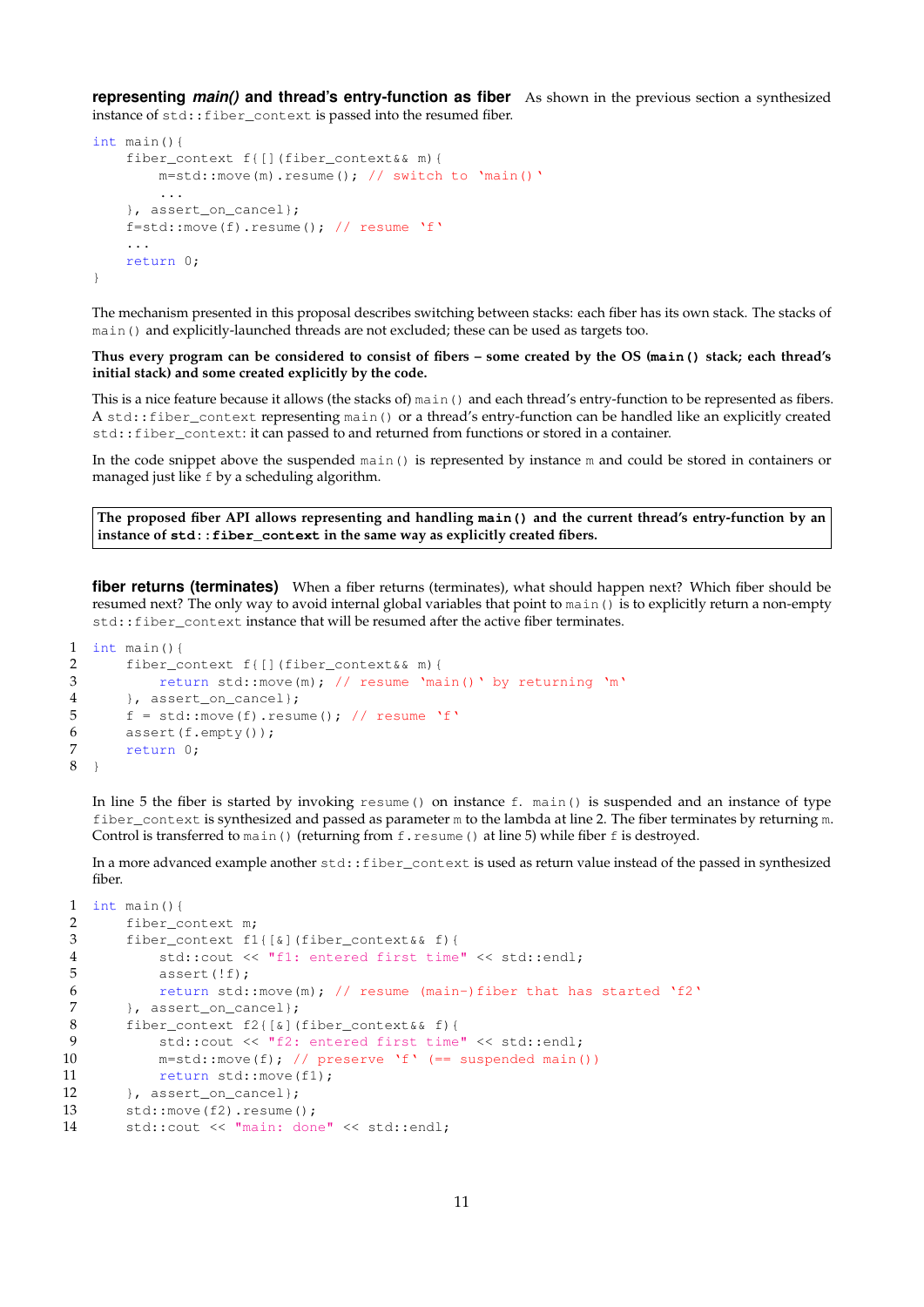**representing *main()* and thread's entry-function as fiber** As shown in the previous section a synthesized instance of `std::fiber_context` is passed into the resumed fiber.

```
int main(){
    fiber_context f{[](fiber_context&& m){
        m=std::move(m).resume(); // switch to `main()`
        ...
    }, assert_on_cancel};
    f=std::move(f).resume(); // resume `f`
    ...
    return 0;
}
```

The mechanism presented in this proposal describes switching between stacks: each fiber has its own stack. The stacks of `main()` and explicitly-launched threads are not excluded; these can be used as targets too.

**Thus every program can be considered to consist of fibers – some created by the OS (`main()` stack; each thread's initial stack) and some created explicitly by the code.**

This is a nice feature because it allows (the stacks of) `main()` and each thread's entry-function to be represented as fibers. A `std::fiber_context` representing `main()` or a thread's entry-function can be handled like an explicitly created `std::fiber_context`: it can passed to and returned from functions or stored in a container.

In the code snippet above the suspended `main()` is represented by instance `m` and could be stored in containers or managed just like `f` by a scheduling algorithm.

> **The proposed fiber API allows representing and handling `main()` and the current thread's entry-function by an instance of `std::fiber_context` in the same way as explicitly created fibers.**

**fiber returns (terminates)** When a fiber returns (terminates), what should happen next? Which fiber should be resumed next? The only way to avoid internal global variables that point to `main()` is to explicitly return a non-empty `std::fiber_context` instance that will be resumed after the active fiber terminates.

```
1  int main(){
2      fiber_context f{[](fiber_context&& m){
3          return std::move(m); // resume `main()` by returning `m`
4      }, assert_on_cancel};
5      f = std::move(f).resume(); // resume `f`
6      assert(f.empty());
7      return 0;
8  }
```

In line 5 the fiber is started by invoking `resume()` on instance `f`. `main()` is suspended and an instance of type `fiber_context` is synthesized and passed as parameter `m` to the lambda at line 2. The fiber terminates by returning `m`. Control is transferred to `main()` (returning from `f.resume()` at line 5) while fiber `f` is destroyed.

In a more advanced example another `std::fiber_context` is used as return value instead of the passed in synthesized fiber.

```
1  int main(){
2      fiber_context m;
3      fiber_context f1{[&](fiber_context&& f){
4          std::cout << "f1: entered first time" << std::endl;
5          assert(!f);
6          return std::move(m); // resume (main-)fiber that has started `f2`
7      }, assert_on_cancel};
8      fiber_context f2{[&](fiber_context&& f){
9          std::cout << "f2: entered first time" << std::endl;
10         m=std::move(f); // preserve `f` (== suspended main())
11         return std::move(f1);
12     }, assert_on_cancel};
13     std::move(f2).resume();
14     std::cout << "main: done" << std::endl;
```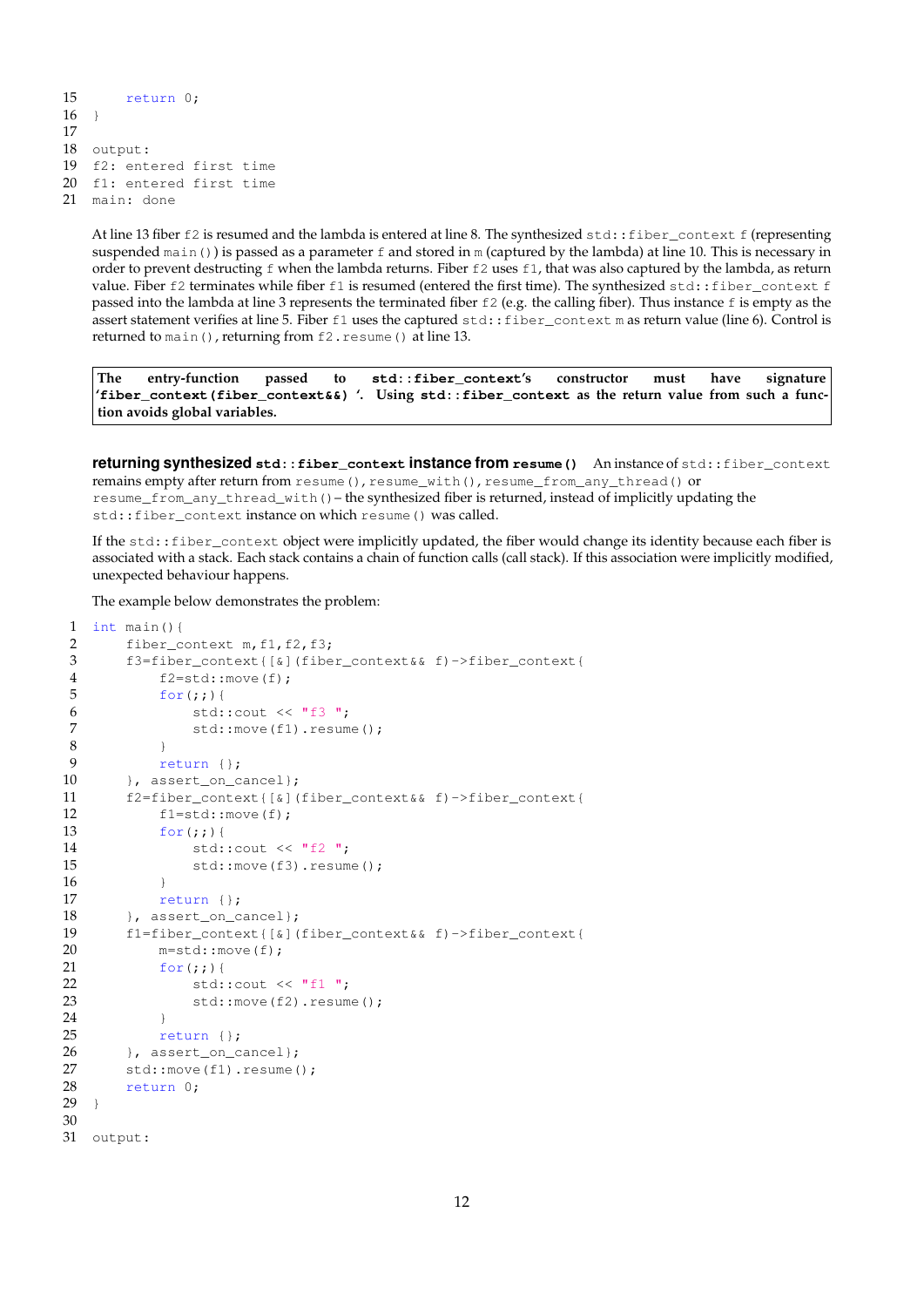```
15      return 0;
16  }
17
18  output:
19  f2: entered first time
20  f1: entered first time
21  main: done
```

At line 13 fiber `f2` is resumed and the lambda is entered at line 8. The synthesized `std::fiber_context f` (representing suspended `main()`) is passed as a parameter `f` and stored in `m` (captured by the lambda) at line 10. This is necessary in order to prevent destructing `f` when the lambda returns. Fiber `f2` uses `f1`, that was also captured by the lambda, as return value. Fiber `f2` terminates while fiber `f1` is resumed (entered the first time). The synthesized `std::fiber_context f` passed into the lambda at line 3 represents the terminated fiber `f2` (e.g. the calling fiber). Thus instance `f` is empty as the assert statement verifies at line 5. Fiber `f1` uses the captured `std::fiber_context m` as return value (line 6). Control is returned to `main()`, returning from `f2.resume()` at line 13.

> **The entry-function passed to `std::fiber_context`'s constructor must have signature '`fiber_context(fiber_context&&)`'. Using `std::fiber_context` as the return value from such a function avoids global variables.**

**returning synthesized `std::fiber_context` instance from `resume()`** An instance of `std::fiber_context` remains empty after return from `resume()`, `resume_with()`, `resume_from_any_thread()` or `resume_from_any_thread_with()` – the synthesized fiber is returned, instead of implicitly updating the `std::fiber_context` instance on which `resume()` was called.

If the `std::fiber_context` object were implicitly updated, the fiber would change its identity because each fiber is associated with a stack. Each stack contains a chain of function calls (call stack). If this association were implicitly modified, unexpected behaviour happens.

The example below demonstrates the problem:

```
1   int main(){
2       fiber_context m,f1,f2,f3;
3       f3=fiber_context{[&](fiber_context&& f)->fiber_context{
4           f2=std::move(f);
5           for(;;){
6               std::cout << "f3 ";
7               std::move(f1).resume();
8           }
9           return {};
10      }, assert_on_cancel};
11      f2=fiber_context{[&](fiber_context&& f)->fiber_context{
12          f1=std::move(f);
13          for(;;){
14              std::cout << "f2 ";
15              std::move(f3).resume();
16          }
17          return {};
18      }, assert_on_cancel};
19      f1=fiber_context{[&](fiber_context&& f)->fiber_context{
20          m=std::move(f);
21          for(;;){
22              std::cout << "f1 ";
23              std::move(f2).resume();
24          }
25          return {};
26      }, assert_on_cancel};
27      std::move(f1).resume();
28      return 0;
29  }
30
31  output:
```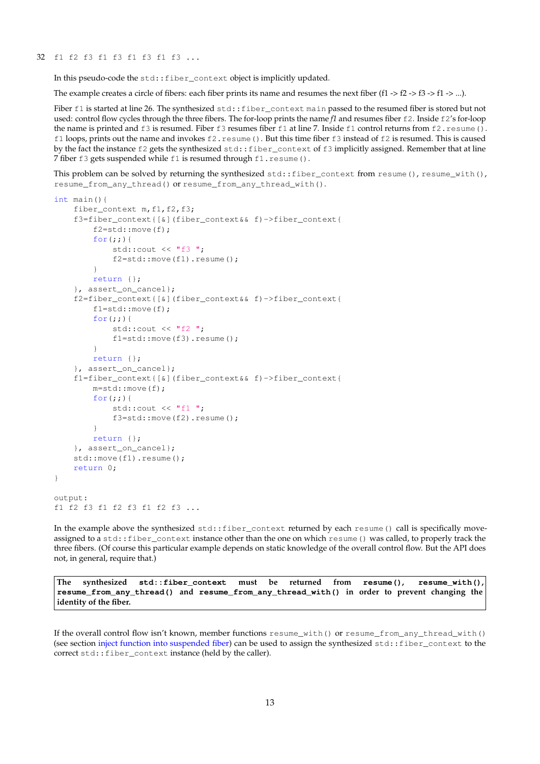```
32 f1 f2 f3 f1 f3 f1 f3 f1 f3 ...
```

In this pseudo-code the `std::fiber_context` object is implicitly updated.

The example creates a circle of fibers: each fiber prints its name and resumes the next fiber (f1 -> f2 -> f3 -> f1 -> ...).

Fiber `f1` is started at line 26. The synthesized `std::fiber_context main` passed to the resumed fiber is stored but not used: control flow cycles through the three fibers. The for-loop prints the name *f1* and resumes fiber `f2`. Inside `f2`'s for-loop the name is printed and `f3` is resumed. Fiber `f3` resumes fiber `f1` at line 7. Inside `f1` control returns from `f2.resume()`. `f1` loops, prints out the name and invokes `f2.resume()`. But this time fiber `f3` instead of `f2` is resumed. This is caused by the fact the instance `f2` gets the synthesized `std::fiber_context` of `f3` implicitly assigned. Remember that at line 7 fiber `f3` gets suspended while `f1` is resumed through `f1.resume()`.

This problem can be solved by returning the synthesized `std::fiber_context` from `resume()`, `resume_with()`, `resume_from_any_thread()` or `resume_from_any_thread_with()`.

```
int main(){
    fiber_context m,f1,f2,f3;
    f3=fiber_context{[&](fiber_context&& f)->fiber_context{
        f2=std::move(f);
        for(;;){
            std::cout << "f3 ";
            f2=std::move(f1).resume();
        }
        return {};
    }, assert_on_cancel};
    f2=fiber_context{[&](fiber_context&& f)->fiber_context{
        f1=std::move(f);
        for(;;){
            std::cout << "f2 ";
            f1=std::move(f3).resume();
        }
        return {};
    }, assert_on_cancel};
    f1=fiber_context{[&](fiber_context&& f)->fiber_context{
        m=std::move(f);
        for(;;){
            std::cout << "f1 ";
            f3=std::move(f2).resume();
        }
        return {};
    }, assert_on_cancel};
    std::move(f1).resume();
    return 0;
}

output:
f1 f2 f3 f1 f2 f3 f1 f2 f3 ...
```

In the example above the synthesized `std::fiber_context` returned by each `resume()` call is specifically move-assigned to a `std::fiber_context` instance other than the one on which `resume()` was called, to properly track the three fibers. (Of course this particular example depends on static knowledge of the overall control flow. But the API does not, in general, require that.)

> **The synthesized `std::fiber_context` must be returned from `resume()`, `resume_with()`, `resume_from_any_thread()` and `resume_from_any_thread_with()` in order to prevent changing the identity of the fiber.**

If the overall control flow isn't known, member functions `resume_with()` or `resume_from_any_thread_with()` (see section inject function into suspended fiber) can be used to assign the synthesized `std::fiber_context` to the correct `std::fiber_context` instance (held by the caller).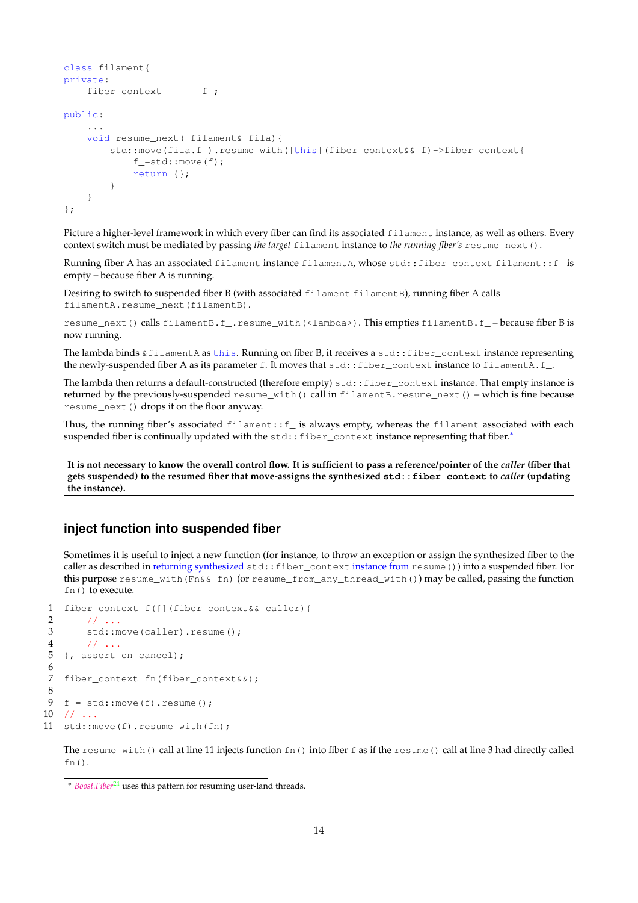```
class filament{
private:
    fiber_context       f_;

public:
    ...
    void resume_next( filament& fila){
        std::move(fila.f_).resume_with([this](fiber_context&& f)->fiber_context{
            f_=std::move(f);
            return {};
        }
    }
};
```

Picture a higher-level framework in which every fiber can find its associated `filament` instance, as well as others. Every context switch must be mediated by passing *the target* `filament` instance to *the running fiber's* `resume_next()`.

Running fiber A has an associated `filament` instance `filamentA`, whose `std::fiber_context filament::f_` is empty – because fiber A is running.

Desiring to switch to suspended fiber B (with associated `filament filamentB`), running fiber A calls `filamentA.resume_next(filamentB)`.

`resume_next()` calls `filamentB.f_.resume_with(<lambda>)`. This empties `filamentB.f_` – because fiber B is now running.

The lambda binds `&filamentA` as `this`. Running on fiber B, it receives a `std::fiber_context` instance representing the newly-suspended fiber A as its parameter `f`. It moves that `std::fiber_context` instance to `filamentA.f_`.

The lambda then returns a default-constructed (therefore empty) `std::fiber_context` instance. That empty instance is returned by the previously-suspended `resume_with()` call in `filamentB.resume_next()` – which is fine because `resume_next()` drops it on the floor anyway.

Thus, the running fiber's associated `filament::f_` is always empty, whereas the `filament` associated with each suspended fiber is continually updated with the `std::fiber_context` instance representing that fiber.*

**It is not necessary to know the overall control flow. It is sufficient to pass a reference/pointer of the *caller* (fiber that gets suspended) to the resumed fiber that move-assigns the synthesized `std::fiber_context` to *caller* (updating the instance).**

## inject function into suspended fiber

Sometimes it is useful to inject a new function (for instance, to throw an exception or assign the synthesized fiber to the caller as described in returning synthesized `std::fiber_context` instance from `resume()`) into a suspended fiber. For this purpose `resume_with(Fn&& fn)` (or `resume_from_any_thread_with()`) may be called, passing the function `fn()` to execute.

```
1  fiber_context f([](fiber_context&& caller){
2      // ...
3      std::move(caller).resume();
4      // ...
5  }, assert_on_cancel);
6
7  fiber_context fn(fiber_context&&);
8
9  f = std::move(f).resume();
10 // ...
11 std::move(f).resume_with(fn);
```

The `resume_with()` call at line 11 injects function `fn()` into fiber `f` as if the `resume()` call at line 3 had directly called `fn()`.

* *Boost.Fiber*[24] uses this pattern for resuming user-land threads.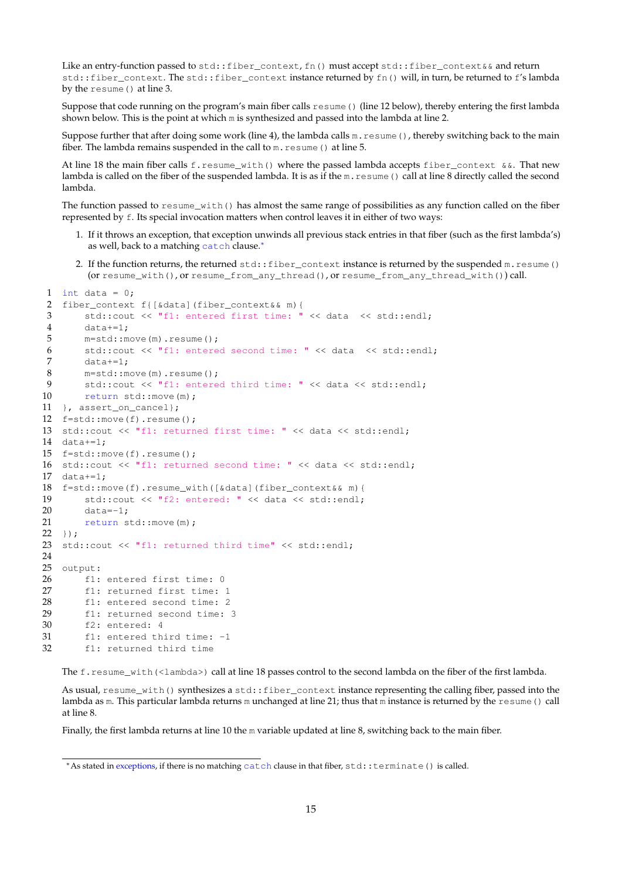Like an entry-function passed to `std::fiber_context`, `fn()` must accept `std::fiber_context&&` and return `std::fiber_context`. The `std::fiber_context` instance returned by `fn()` will, in turn, be returned to `f`'s lambda by the `resume()` at line 3.

Suppose that code running on the program's main fiber calls `resume()` (line 12 below), thereby entering the first lambda shown below. This is the point at which `m` is synthesized and passed into the lambda at line 2.

Suppose further that after doing some work (line 4), the lambda calls `m.resume()`, thereby switching back to the main fiber. The lambda remains suspended in the call to `m.resume()` at line 5.

At line 18 the main fiber calls `f.resume_with()` where the passed lambda accepts `fiber_context &&`. That new lambda is called on the fiber of the suspended lambda. It is as if the `m.resume()` call at line 8 directly called the second lambda.

The function passed to `resume_with()` has almost the same range of possibilities as any function called on the fiber represented by `f`. Its special invocation matters when control leaves it in either of two ways:

1. If it throws an exception, that exception unwinds all previous stack entries in that fiber (such as the first lambda's) as well, back to a matching `catch` clause.*

2. If the function returns, the returned `std::fiber_context` instance is returned by the suspended `m.resume()` (or `resume_with()`, or `resume_from_any_thread()`, or `resume_from_any_thread_with()`) call.

```
1   int data = 0;
2   fiber_context f{[&data](fiber_context&& m){
3       std::cout << "f1: entered first time: " << data  << std::endl;
4       data+=1;
5       m=std::move(m).resume();
6       std::cout << "f1: entered second time: " << data  << std::endl;
7       data+=1;
8       m=std::move(m).resume();
9       std::cout << "f1: entered third time: " << data << std::endl;
10      return std::move(m);
11  }, assert_on_cancel};
12  f=std::move(f).resume();
13  std::cout << "f1: returned first time: " << data << std::endl;
14  data+=1;
15  f=std::move(f).resume();
16  std::cout << "f1: returned second time: " << data << std::endl;
17  data+=1;
18  f=std::move(f).resume_with([&data](fiber_context&& m){
19      std::cout << "f2: entered: " << data << std::endl;
20      data=-1;
21      return std::move(m);
22  });
23  std::cout << "f1: returned third time" << std::endl;
24
25  output:
26      f1: entered first time: 0
27      f1: returned first time: 1
28      f1: entered second time: 2
29      f1: returned second time: 3
30      f2: entered: 4
31      f1: entered third time: -1
32      f1: returned third time
```

The `f.resume_with(<lambda>)` call at line 18 passes control to the second lambda on the fiber of the first lambda.

As usual, `resume_with()` synthesizes a `std::fiber_context` instance representing the calling fiber, passed into the lambda as `m`. This particular lambda returns `m` unchanged at line 21; thus that `m` instance is returned by the `resume()` call at line 8.

Finally, the first lambda returns at line 10 the `m` variable updated at line 8, switching back to the main fiber.

---

*As stated in exceptions, if there is no matching `catch` clause in that fiber, `std::terminate()` is called.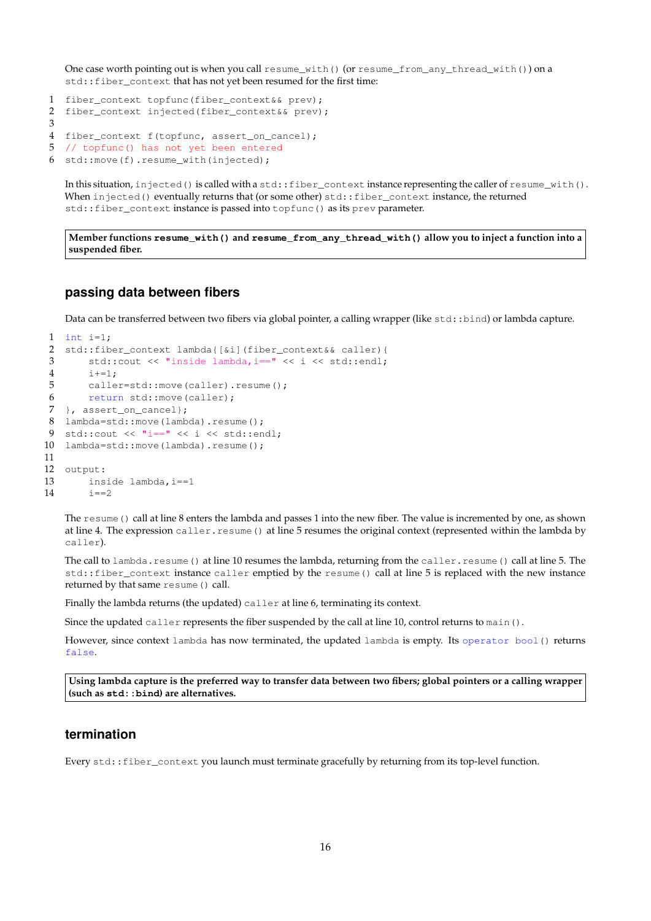One case worth pointing out is when you call `resume_with()` (or `resume_from_any_thread_with()`) on a `std::fiber_context` that has not yet been resumed for the first time:

```
1  fiber_context topfunc(fiber_context&& prev);
2  fiber_context injected(fiber_context&& prev);
3
4  fiber_context f(topfunc, assert_on_cancel);
5  // topfunc() has not yet been entered
6  std::move(f).resume_with(injected);
```

In this situation, `injected()` is called with a `std::fiber_context` instance representing the caller of `resume_with()`. When `injected()` eventually returns that (or some other) `std::fiber_context` instance, the returned `std::fiber_context` instance is passed into `topfunc()` as its `prev` parameter.

> **Member functions `resume_with()` and `resume_from_any_thread_with()` allow you to inject a function into a suspended fiber.**

## passing data between fibers

Data can be transferred between two fibers via global pointer, a calling wrapper (like `std::bind`) or lambda capture.

```
1  int i=1;
2  std::fiber_context lambda{[&i](fiber_context&& caller){
3      std::cout << "inside lambda,i==" << i << std::endl;
4      i+=1;
5      caller=std::move(caller).resume();
6      return std::move(caller);
7  }, assert_on_cancel};
8  lambda=std::move(lambda).resume();
9  std::cout << "i==" << i << std::endl;
10 lambda=std::move(lambda).resume();
11
12 output:
13     inside lambda,i==1
14     i==2
```

The `resume()` call at line 8 enters the lambda and passes 1 into the new fiber. The value is incremented by one, as shown at line 4. The expression `caller.resume()` at line 5 resumes the original context (represented within the lambda by `caller`).

The call to `lambda.resume()` at line 10 resumes the lambda, returning from the `caller.resume()` call at line 5. The `std::fiber_context` instance `caller` emptied by the `resume()` call at line 5 is replaced with the new instance returned by that same `resume()` call.

Finally the lambda returns (the updated) `caller` at line 6, terminating its context.

Since the updated `caller` represents the fiber suspended by the call at line 10, control returns to `main()`.

However, since context `lambda` has now terminated, the updated `lambda` is empty. Its `operator bool()` returns `false`.

> **Using lambda capture is the preferred way to transfer data between two fibers; global pointers or a calling wrapper (such as `std::bind`) are alternatives.**

## termination

Every `std::fiber_context` you launch must terminate gracefully by returning from its top-level function.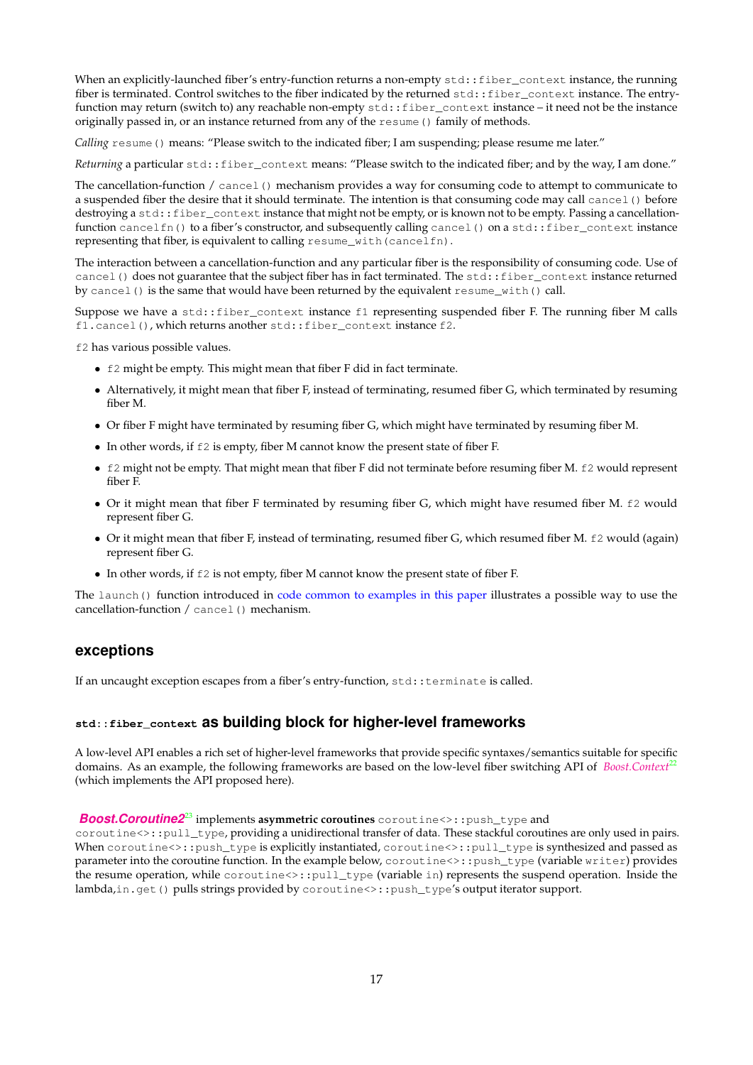When an explicitly-launched fiber's entry-function returns a non-empty `std::fiber_context` instance, the running fiber is terminated. Control switches to the fiber indicated by the returned `std::fiber_context` instance. The entry-function may return (switch to) any reachable non-empty `std::fiber_context` instance – it need not be the instance originally passed in, or an instance returned from any of the `resume()` family of methods.

*Calling* `resume()` means: "Please switch to the indicated fiber; I am suspending; please resume me later."

*Returning* a particular `std::fiber_context` means: "Please switch to the indicated fiber; and by the way, I am done."

The cancellation-function / `cancel()` mechanism provides a way for consuming code to attempt to communicate to a suspended fiber the desire that it should terminate. The intention is that consuming code may call `cancel()` before destroying a `std::fiber_context` instance that might not be empty, or is known not to be empty. Passing a cancellation-function `cancelfn()` to a fiber's constructor, and subsequently calling `cancel()` on a `std::fiber_context` instance representing that fiber, is equivalent to calling `resume_with(cancelfn)`.

The interaction between a cancellation-function and any particular fiber is the responsibility of consuming code. Use of `cancel()` does not guarantee that the subject fiber has in fact terminated. The `std::fiber_context` instance returned by `cancel()` is the same that would have been returned by the equivalent `resume_with()` call.

Suppose we have a `std::fiber_context` instance `f1` representing suspended fiber F. The running fiber M calls `f1.cancel()`, which returns another `std::fiber_context` instance `f2`.

`f2` has various possible values.

- `f2` might be empty. This might mean that fiber F did in fact terminate.
- Alternatively, it might mean that fiber F, instead of terminating, resumed fiber G, which terminated by resuming fiber M.
- Or fiber F might have terminated by resuming fiber G, which might have terminated by resuming fiber M.
- In other words, if `f2` is empty, fiber M cannot know the present state of fiber F.
- `f2` might not be empty. That might mean that fiber F did not terminate before resuming fiber M. `f2` would represent fiber F.
- Or it might mean that fiber F terminated by resuming fiber G, which might have resumed fiber M. `f2` would represent fiber G.
- Or it might mean that fiber F, instead of terminating, resumed fiber G, which resumed fiber M. `f2` would (again) represent fiber G.
- In other words, if `f2` is not empty, fiber M cannot know the present state of fiber F.

The `launch()` function introduced in code common to examples in this paper illustrates a possible way to use the cancellation-function / `cancel()` mechanism.

## exceptions

If an uncaught exception escapes from a fiber's entry-function, `std::terminate` is called.

## `std::fiber_context` as building block for higher-level frameworks

A low-level API enables a rich set of higher-level frameworks that provide specific syntaxes/semantics suitable for specific domains. As an example, the following frameworks are based on the low-level fiber switching API of *Boost.Context*[22] (which implements the API proposed here).

***Boost.Coroutine2***[23] implements **asymmetric coroutines** `coroutine<>::push_type` and `coroutine<>::pull_type`, providing a unidirectional transfer of data. These stackful coroutines are only used in pairs. When `coroutine<>::push_type` is explicitly instantiated, `coroutine<>::pull_type` is synthesized and passed as parameter into the coroutine function. In the example below, `coroutine<>::push_type` (variable `writer`) provides the resume operation, while `coroutine<>::pull_type` (variable `in`) represents the suspend operation. Inside the lambda,`in.get()` pulls strings provided by `coroutine<>::push_type`'s output iterator support.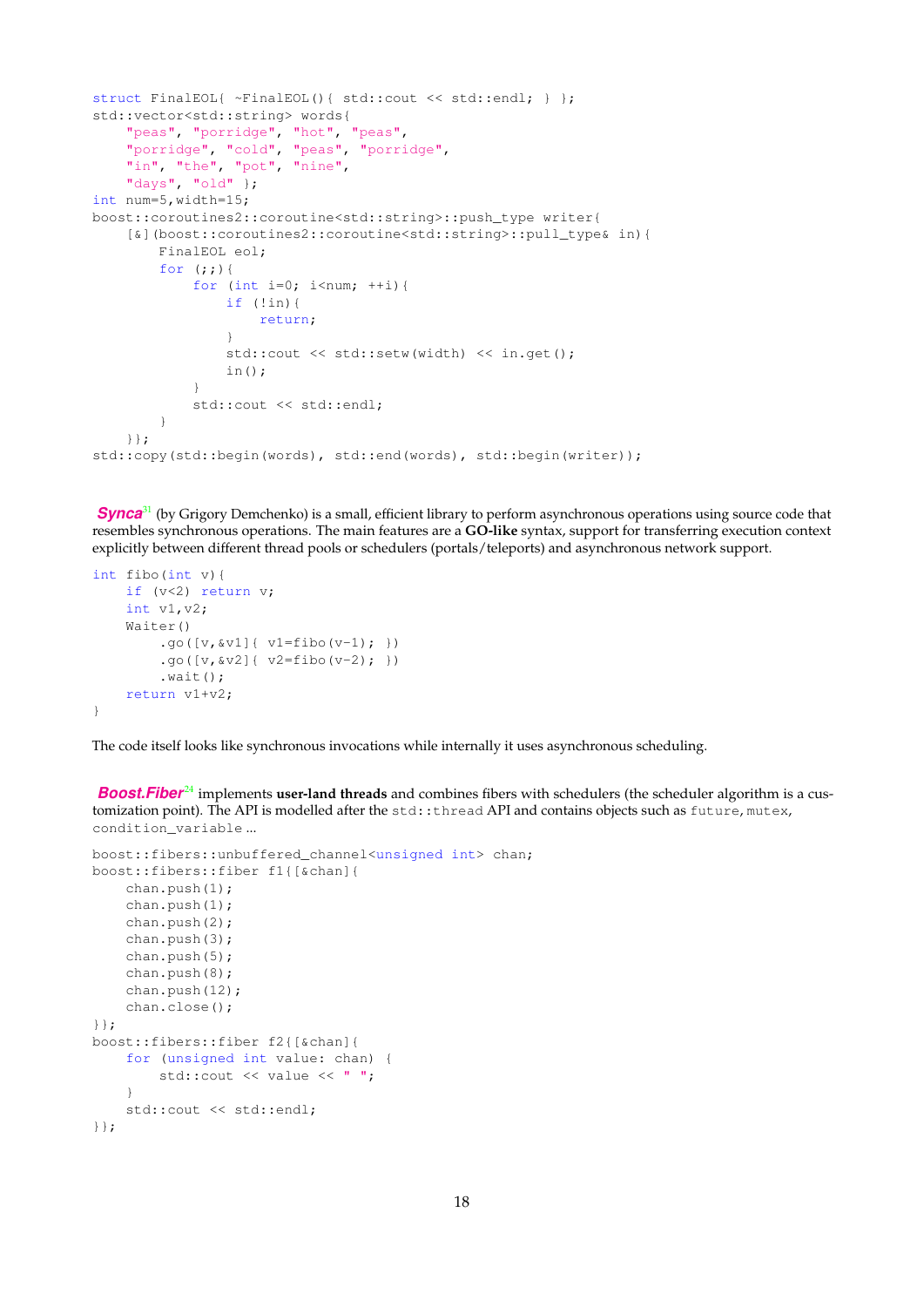```
struct FinalEOL{ ~FinalEOL(){ std::cout << std::endl; } };
std::vector<std::string> words{
    "peas", "porridge", "hot", "peas",
    "porridge", "cold", "peas", "porridge",
    "in", "the", "pot", "nine",
    "days", "old" };
int num=5,width=15;
boost::coroutines2::coroutine<std::string>::push_type writer{
    [&](boost::coroutines2::coroutine<std::string>::pull_type& in){
        FinalEOL eol;
        for (;;){
            for (int i=0; i<num; ++i){
                if (!in){
                    return;
                }
                std::cout << std::setw(width) << in.get();
                in();
            }
            std::cout << std::endl;
        }
    }};
std::copy(std::begin(words), std::end(words), std::begin(writer));
```

***Synca***[31] (by Grigory Demchenko) is a small, efficient library to perform asynchronous operations using source code that resembles synchronous operations. The main features are a **GO-like** syntax, support for transferring execution context explicitly between different thread pools or schedulers (portals/teleports) and asynchronous network support.

```
int fibo(int v){
    if (v<2) return v;
    int v1,v2;
    Waiter()
        .go([v,&v1]{ v1=fibo(v-1); })
        .go([v,&v2]{ v2=fibo(v-2); })
        .wait();
    return v1+v2;
}
```

The code itself looks like synchronous invocations while internally it uses asynchronous scheduling.

***Boost.Fiber***[24] implements **user-land threads** and combines fibers with schedulers (the scheduler algorithm is a customization point). The API is modelled after the `std::thread` API and contains objects such as `future`, `mutex`, `condition_variable` ...

```
boost::fibers::unbuffered_channel<unsigned int> chan;
boost::fibers::fiber f1{[&chan]{
    chan.push(1);
    chan.push(1);
    chan.push(2);
    chan.push(3);
    chan.push(5);
    chan.push(8);
    chan.push(12);
    chan.close();
}};
boost::fibers::fiber f2{[&chan]{
    for (unsigned int value: chan) {
        std::cout << value << " ";
    }
    std::cout << std::endl;
}};
```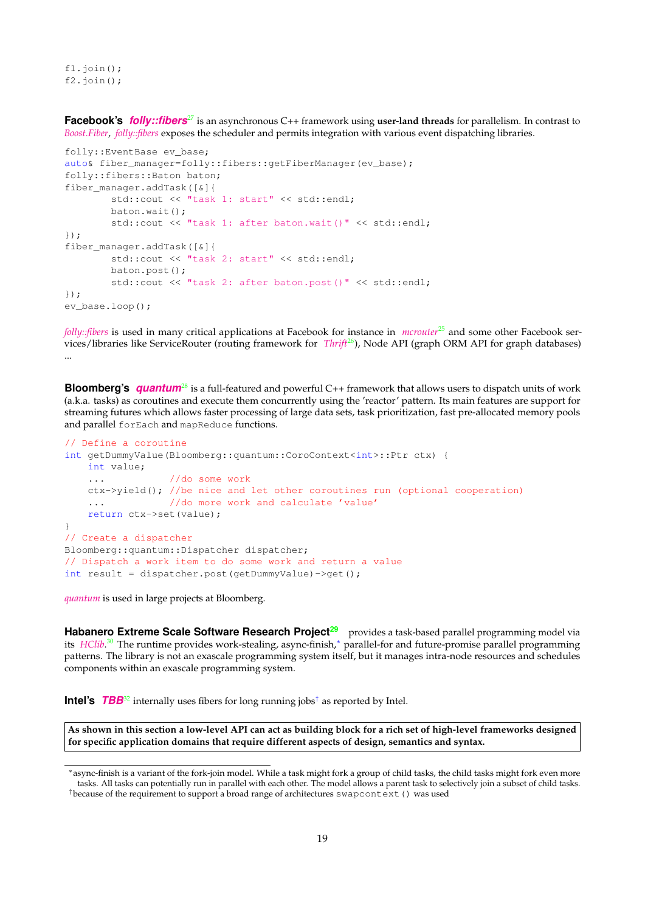```
f1.join();
f2.join();
```

**Facebook's *folly::fibers***[27] is an asynchronous C++ framework using **user-land threads** for parallelism. In contrast to *Boost.Fiber*, *folly::fibers* exposes the scheduler and permits integration with various event dispatching libraries.

```
folly::EventBase ev_base;
auto& fiber_manager=folly::fibers::getFiberManager(ev_base);
folly::fibers::Baton baton;
fiber_manager.addTask([&]{
        std::cout << "task 1: start" << std::endl;
        baton.wait();
        std::cout << "task 1: after baton.wait()" << std::endl;
});
fiber_manager.addTask([&]{
        std::cout << "task 2: start" << std::endl;
        baton.post();
        std::cout << "task 2: after baton.post()" << std::endl;
});
ev_base.loop();
```

*folly::fibers* is used in many critical applications at Facebook for instance in *mcrouter*[25] and some other Facebook services/libraries like ServiceRouter (routing framework for *Thrift*[26]), Node API (graph ORM API for graph databases) ...

**Bloomberg's *quantum***[28] is a full-featured and powerful C++ framework that allows users to dispatch units of work (a.k.a. tasks) as coroutines and execute them concurrently using the 'reactor' pattern. Its main features are support for streaming futures which allows faster processing of large data sets, task prioritization, fast pre-allocated memory pools and parallel `forEach` and `mapReduce` functions.

```
// Define a coroutine
int getDummyValue(Bloomberg::quantum::CoroContext<int>::Ptr ctx) {
    int value;
    ...           //do some work
    ctx->yield(); //be nice and let other coroutines run (optional cooperation)
    ...           //do more work and calculate 'value'
    return ctx->set(value);
}
// Create a dispatcher
Bloomberg::quantum::Dispatcher dispatcher;
// Dispatch a work item to do some work and return a value
int result = dispatcher.post(getDummyValue)->get();
```

*quantum* is used in large projects at Bloomberg.

**Habanero Extreme Scale Software Research Project**[29] provides a task-based parallel programming model via its *HClib*.[30] The runtime provides work-stealing, async-finish,* parallel-for and future-promise parallel programming patterns. The library is not an exascale programming system itself, but it manages intra-node resources and schedules components within an exascale programming system.

**Intel's *TBB***[32] internally uses fibers for long running jobs† as reported by Intel.

**As shown in this section a low-level API can act as building block for a rich set of high-level frameworks designed for specific application domains that require different aspects of design, semantics and syntax.**

---

*async-finish is a variant of the fork-join model. While a task might fork a group of child tasks, the child tasks might fork even more tasks. All tasks can potentially run in parallel with each other. The model allows a parent task to selectively join a subset of child tasks.

†because of the requirement to support a broad range of architectures `swapcontext()` was used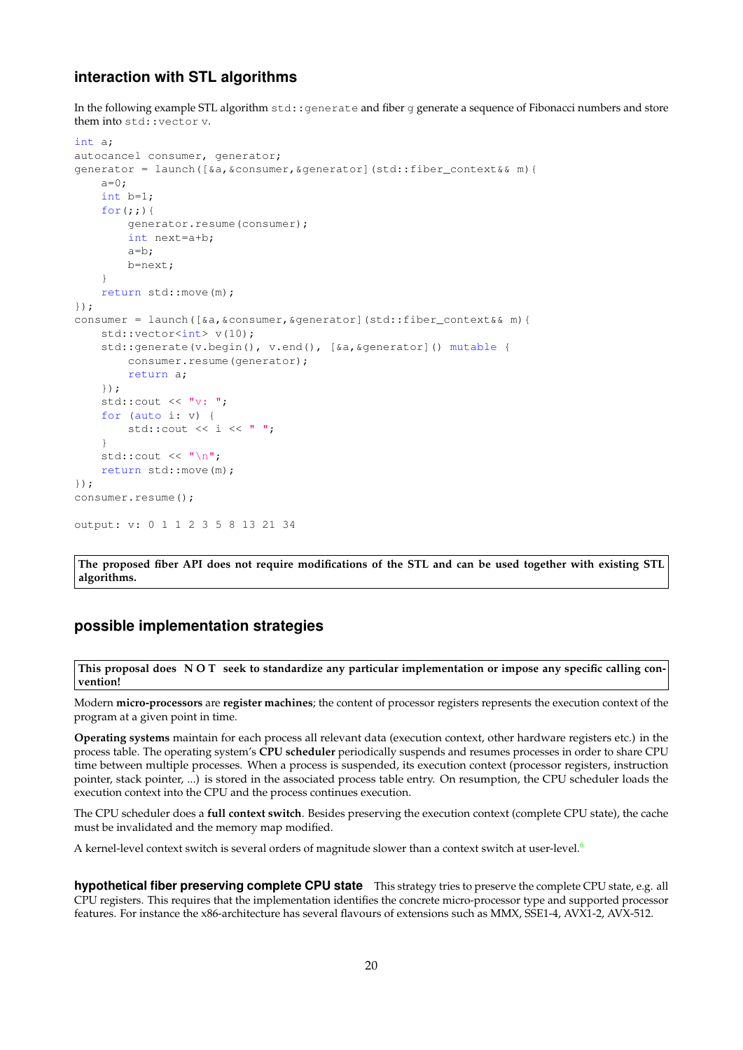### interaction with STL algorithms

In the following example STL algorithm `std::generate` and fiber `g` generate a sequence of Fibonacci numbers and store them into `std::vector v`.

```
int a;
autocancel consumer, generator;
generator = launch([&a,&consumer,&generator](std::fiber_context&& m){
    a=0;
    int b=1;
    for(;;){
        generator.resume(consumer);
        int next=a+b;
        a=b;
        b=next;
    }
    return std::move(m);
});
consumer = launch([&a,&consumer,&generator](std::fiber_context&& m){
    std::vector<int> v(10);
    std::generate(v.begin(), v.end(), [&a,&generator]() mutable {
        consumer.resume(generator);
        return a;
    });
    std::cout << "v: ";
    for (auto i: v) {
        std::cout << i << " ";
    }
    std::cout << "\n";
    return std::move(m);
});
consumer.resume();

output: v: 0 1 1 2 3 5 8 13 21 34
```

**The proposed fiber API does not require modifications of the STL and can be used together with existing STL algorithms.**

### possible implementation strategies

**This proposal does N O T seek to standardize any particular implementation or impose any specific calling convention!**

Modern **micro-processors** are **register machines**; the content of processor registers represents the execution context of the program at a given point in time.

**Operating systems** maintain for each process all relevant data (execution context, other hardware registers etc.) in the process table. The operating system's **CPU scheduler** periodically suspends and resumes processes in order to share CPU time between multiple processes. When a process is suspended, its execution context (processor registers, instruction pointer, stack pointer, ...) is stored in the associated process table entry. On resumption, the CPU scheduler loads the execution context into the CPU and the process continues execution.

The CPU scheduler does a **full context switch**. Besides preserving the execution context (complete CPU state), the cache must be invalidated and the memory map modified.

A kernel-level context switch is several orders of magnitude slower than a context switch at user-level.[6]

**hypothetical fiber preserving complete CPU state** This strategy tries to preserve the complete CPU state, e.g. all CPU registers. This requires that the implementation identifies the concrete micro-processor type and supported processor features. For instance the x86-architecture has several flavours of extensions such as MMX, SSE1-4, AVX1-2, AVX-512.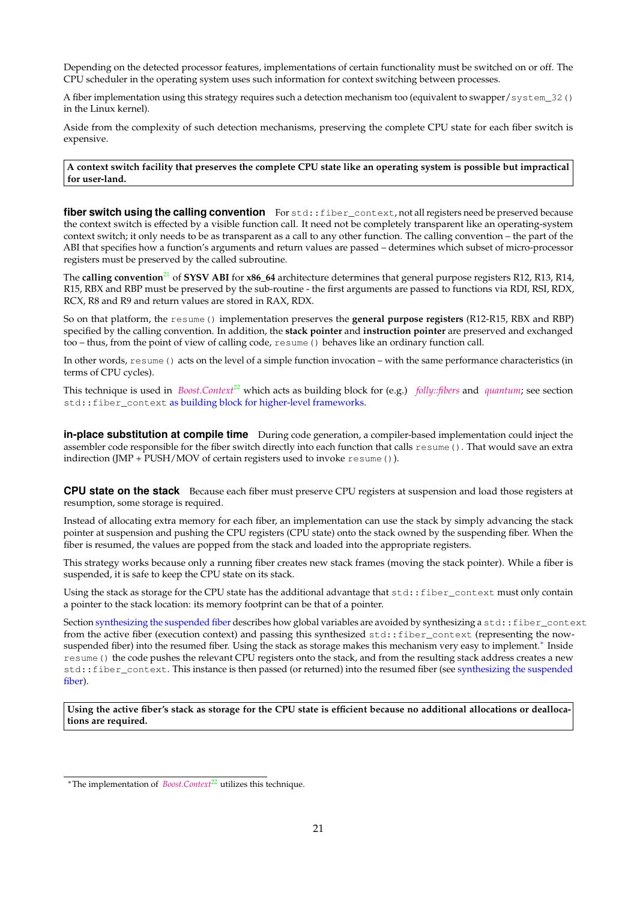Depending on the detected processor features, implementations of certain functionality must be switched on or off. The CPU scheduler in the operating system uses such information for context switching between processes.

A fiber implementation using this strategy requires such a detection mechanism too (equivalent to swapper/`system_32()` in the Linux kernel).

Aside from the complexity of such detection mechanisms, preserving the complete CPU state for each fiber switch is expensive.

> **A context switch facility that preserves the complete CPU state like an operating system is possible but impractical for user-land.**

**fiber switch using the calling convention** For `std::fiber_context`, not all registers need be preserved because the context switch is effected by a visible function call. It need not be completely transparent like an operating-system context switch; it only needs to be as transparent as a call to any other function. The calling convention – the part of the ABI that specifies how a function's arguments and return values are passed – determines which subset of micro-processor registers must be preserved by the called subroutine.

The **calling convention**[21] of **SYSV ABI** for **x86_64** architecture determines that general purpose registers R12, R13, R14, R15, RBX and RBP must be preserved by the sub-routine - the first arguments are passed to functions via RDI, RSI, RDX, RCX, R8 and R9 and return values are stored in RAX, RDX.

So on that platform, the `resume()` implementation preserves the **general purpose registers** (R12-R15, RBX and RBP) specified by the calling convention. In addition, the **stack pointer** and **instruction pointer** are preserved and exchanged too – thus, from the point of view of calling code, `resume()` behaves like an ordinary function call.

In other words, `resume()` acts on the level of a simple function invocation – with the same performance characteristics (in terms of CPU cycles).

This technique is used in *Boost.Context*[22] which acts as building block for (e.g.) *folly::fibers* and *quantum*; see section `std::fiber_context` as building block for higher-level frameworks.

**in-place substitution at compile time** During code generation, a compiler-based implementation could inject the assembler code responsible for the fiber switch directly into each function that calls `resume()`. That would save an extra indirection (JMP + PUSH/MOV of certain registers used to invoke `resume()`).

**CPU state on the stack** Because each fiber must preserve CPU registers at suspension and load those registers at resumption, some storage is required.

Instead of allocating extra memory for each fiber, an implementation can use the stack by simply advancing the stack pointer at suspension and pushing the CPU registers (CPU state) onto the stack owned by the suspending fiber. When the fiber is resumed, the values are popped from the stack and loaded into the appropriate registers.

This strategy works because only a running fiber creates new stack frames (moving the stack pointer). While a fiber is suspended, it is safe to keep the CPU state on its stack.

Using the stack as storage for the CPU state has the additional advantage that `std::fiber_context` must only contain a pointer to the stack location: its memory footprint can be that of a pointer.

Section synthesizing the suspended fiber describes how global variables are avoided by synthesizing a `std::fiber_context` from the active fiber (execution context) and passing this synthesized `std::fiber_context` (representing the now-suspended fiber) into the resumed fiber. Using the stack as storage makes this mechanism very easy to implement.* Inside `resume()` the code pushes the relevant CPU registers onto the stack, and from the resulting stack address creates a new `std::fiber_context`. This instance is then passed (or returned) into the resumed fiber (see synthesizing the suspended fiber).

> **Using the active fiber's stack as storage for the CPU state is efficient because no additional allocations or deallocations are required.**

---

*The implementation of *Boost.Context*[22] utilizes this technique.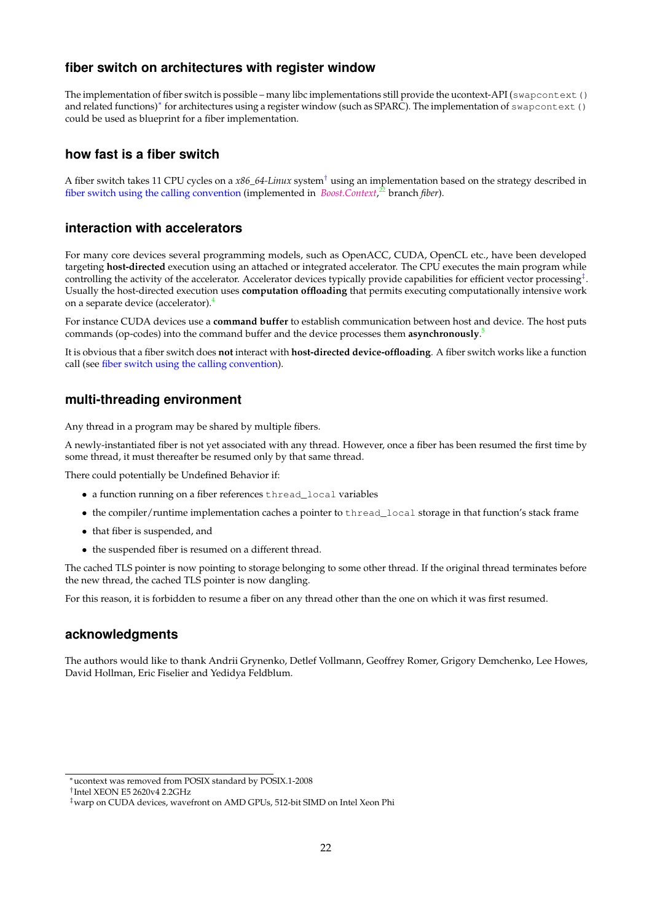### fiber switch on architectures with register window

The implementation of fiber switch is possible – many libc implementations still provide the ucontext-API (`swapcontext()` and related functions)[*] for architectures using a register window (such as SPARC). The implementation of `swapcontext()` could be used as blueprint for a fiber implementation.

### how fast is a fiber switch

A fiber switch takes 11 CPU cycles on a *x86_64-Linux* system[†] using an implementation based on the strategy described in fiber switch using the calling convention (implemented in *Boost.Context*,[22] branch *fiber*).

### interaction with accelerators

For many core devices several programming models, such as OpenACC, CUDA, OpenCL etc., have been developed targeting **host-directed** execution using an attached or integrated accelerator. The CPU executes the main program while controlling the activity of the accelerator. Accelerator devices typically provide capabilities for efficient vector processing[‡]. Usually the host-directed execution uses **computation offloading** that permits executing computationally intensive work on a separate device (accelerator).[4]

For instance CUDA devices use a **command buffer** to establish communication between host and device. The host puts commands (op-codes) into the command buffer and the device processes them **asynchronously**.[5]

It is obvious that a fiber switch does **not** interact with **host-directed device-offloading**. A fiber switch works like a function call (see fiber switch using the calling convention).

### multi-threading environment

Any thread in a program may be shared by multiple fibers.

A newly-instantiated fiber is not yet associated with any thread. However, once a fiber has been resumed the first time by some thread, it must thereafter be resumed only by that same thread.

There could potentially be Undefined Behavior if:

- a function running on a fiber references `thread_local` variables
- the compiler/runtime implementation caches a pointer to `thread_local` storage in that function's stack frame
- that fiber is suspended, and
- the suspended fiber is resumed on a different thread.

The cached TLS pointer is now pointing to storage belonging to some other thread. If the original thread terminates before the new thread, the cached TLS pointer is now dangling.

For this reason, it is forbidden to resume a fiber on any thread other than the one on which it was first resumed.

### acknowledgments

The authors would like to thank Andrii Grynenko, Detlef Vollmann, Geoffrey Romer, Grigory Demchenko, Lee Howes, David Hollman, Eric Fiselier and Yedidya Feldblum.

---

[*] ucontext was removed from POSIX standard by POSIX.1-2008

[†] Intel XEON E5 2620v4 2.2GHz

[‡] warp on CUDA devices, wavefront on AMD GPUs, 512-bit SIMD on Intel Xeon Phi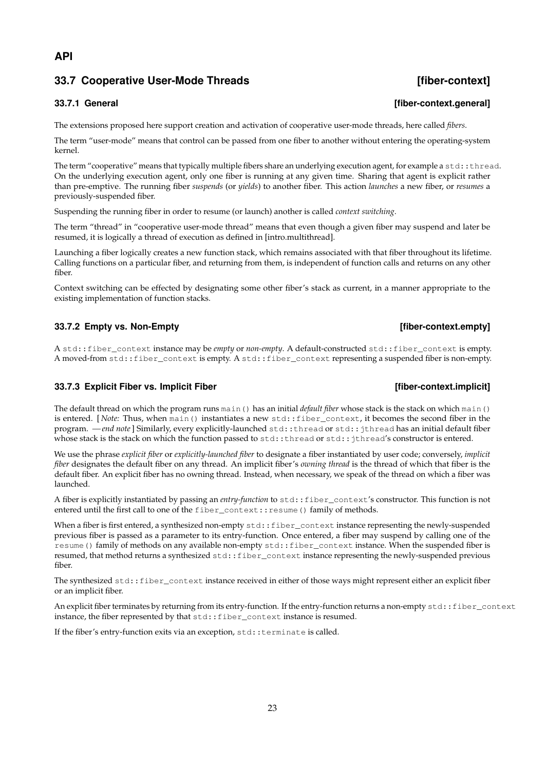## API

## 33.7 Cooperative User-Mode Threads [fiber-context]

### 33.7.1 General [fiber-context.general]

The extensions proposed here support creation and activation of cooperative user-mode threads, here called *fibers*.

The term "user-mode" means that control can be passed from one fiber to another without entering the operating-system kernel.

The term "cooperative" means that typically multiple fibers share an underlying execution agent, for example a `std::thread`. On the underlying execution agent, only one fiber is running at any given time. Sharing that agent is explicit rather than pre-emptive. The running fiber *suspends* (or *yields*) to another fiber. This action *launches* a new fiber, or *resumes* a previously-suspended fiber.

Suspending the running fiber in order to resume (or launch) another is called *context switching*.

The term "thread" in "cooperative user-mode thread" means that even though a given fiber may suspend and later be resumed, it is logically a thread of execution as defined in [intro.multithread].

Launching a fiber logically creates a new function stack, which remains associated with that fiber throughout its lifetime. Calling functions on a particular fiber, and returning from them, is independent of function calls and returns on any other fiber.

Context switching can be effected by designating some other fiber's stack as current, in a manner appropriate to the existing implementation of function stacks.

### 33.7.2 Empty vs. Non-Empty [fiber-context.empty]

A `std::fiber_context` instance may be *empty* or *non-empty*. A default-constructed `std::fiber_context` is empty. A moved-from `std::fiber_context` is empty. A `std::fiber_context` representing a suspended fiber is non-empty.

### 33.7.3 Explicit Fiber vs. Implicit Fiber [fiber-context.implicit]

The default thread on which the program runs `main()` has an initial *default fiber* whose stack is the stack on which `main()` is entered. [ *Note:* Thus, when `main()` instantiates a new `std::fiber_context`, it becomes the second fiber in the program. — *end note* ] Similarly, every explicitly-launched `std::thread` or `std::jthread` has an initial default fiber whose stack is the stack on which the function passed to `std::thread` or `std::jthread`'s constructor is entered.

We use the phrase *explicit fiber* or *explicitly-launched fiber* to designate a fiber instantiated by user code; conversely, *implicit fiber* designates the default fiber on any thread. An implicit fiber's *owning thread* is the thread of which that fiber is the default fiber. An explicit fiber has no owning thread. Instead, when necessary, we speak of the thread on which a fiber was launched.

A fiber is explicitly instantiated by passing an *entry-function* to `std::fiber_context`'s constructor. This function is not entered until the first call to one of the `fiber_context::resume()` family of methods.

When a fiber is first entered, a synthesized non-empty `std::fiber_context` instance representing the newly-suspended previous fiber is passed as a parameter to its entry-function. Once entered, a fiber may suspend by calling one of the `resume()` family of methods on any available non-empty `std::fiber_context` instance. When the suspended fiber is resumed, that method returns a synthesized `std::fiber_context` instance representing the newly-suspended previous fiber.

The synthesized `std::fiber_context` instance received in either of those ways might represent either an explicit fiber or an implicit fiber.

An explicit fiber terminates by returning from its entry-function. If the entry-function returns a non-empty `std::fiber_context` instance, the fiber represented by that `std::fiber_context` instance is resumed.

If the fiber's entry-function exits via an exception, `std::terminate` is called.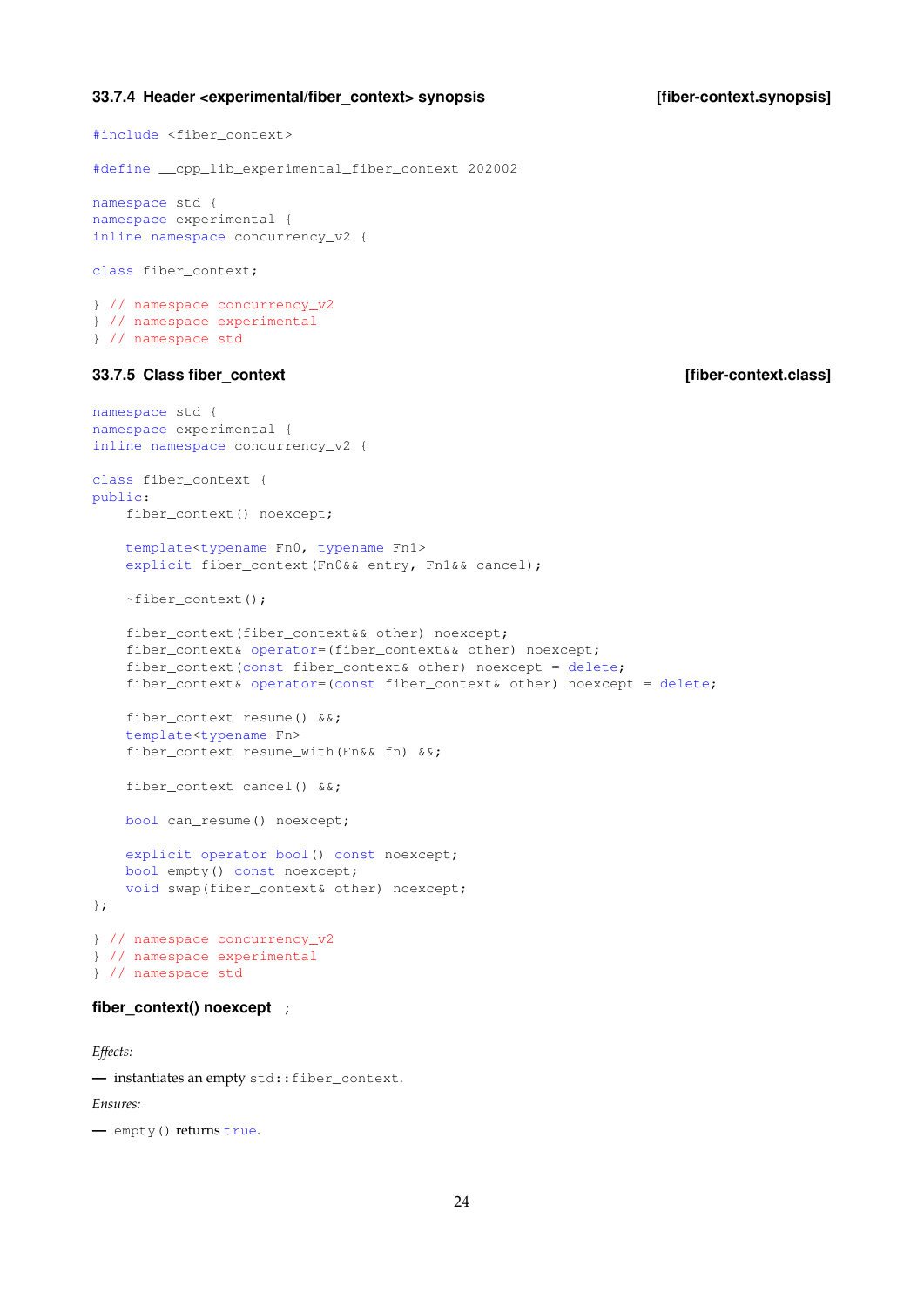### 33.7.4 Header <experimental/fiber_context> synopsis [fiber-context.synopsis]

```
#include <fiber_context>

#define __cpp_lib_experimental_fiber_context 202002

namespace std {
namespace experimental {
inline namespace concurrency_v2 {

class fiber_context;

} // namespace concurrency_v2
} // namespace experimental
} // namespace std
```

### 33.7.5 Class fiber_context [fiber-context.class]

```
namespace std {
namespace experimental {
inline namespace concurrency_v2 {

class fiber_context {
public:
    fiber_context() noexcept;

    template<typename Fn0, typename Fn1>
    explicit fiber_context(Fn0&& entry, Fn1&& cancel);

    ~fiber_context();

    fiber_context(fiber_context&& other) noexcept;
    fiber_context& operator=(fiber_context&& other) noexcept;
    fiber_context(const fiber_context& other) noexcept = delete;
    fiber_context& operator=(const fiber_context& other) noexcept = delete;

    fiber_context resume() &&;
    template<typename Fn>
    fiber_context resume_with(Fn&& fn) &&;

    fiber_context cancel() &&;

    bool can_resume() noexcept;

    explicit operator bool() const noexcept;
    bool empty() const noexcept;
    void swap(fiber_context& other) noexcept;
};

} // namespace concurrency_v2
} // namespace experimental
} // namespace std
```

**fiber_context() noexcept ;**

*Effects:*

— instantiates an empty `std::fiber_context`.

*Ensures:*

— `empty()` returns `true`.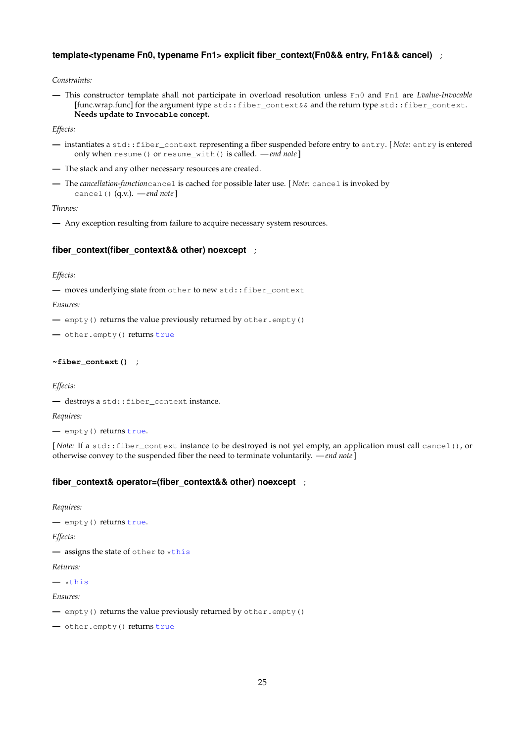#### template<typename Fn0, typename Fn1> explicit fiber_context(Fn0&& entry, Fn1&& cancel) ;

*Constraints:*

— This constructor template shall not participate in overload resolution unless `Fn0` and `Fn1` are *Lvalue-Invocable* [func.wrap.func] for the argument type `std::fiber_context&&` and the return type `std::fiber_context`. **Needs update to `Invocable` concept.**

*Effects:*

— instantiates a `std::fiber_context` representing a fiber suspended before entry to `entry`. [ *Note:* `entry` is entered only when `resume()` or `resume_with()` is called. — *end note* ]

— The stack and any other necessary resources are created.

— The *cancellation-function* `cancel` is cached for possible later use. [ *Note:* `cancel` is invoked by `cancel()` (q.v.). — *end note* ]

*Throws:*

— Any exception resulting from failure to acquire necessary system resources.

#### fiber_context(fiber_context&& other) noexcept ;

*Effects:*

— moves underlying state from `other` to new `std::fiber_context`

*Ensures:*

— `empty()` returns the value previously returned by `other.empty()`

— `other.empty()` returns `true`

#### ~fiber_context() ;

*Effects:*

— destroys a `std::fiber_context` instance.

*Requires:*

— `empty()` returns `true`.

[ *Note:* If a `std::fiber_context` instance to be destroyed is not yet empty, an application must call `cancel()`, or otherwise convey to the suspended fiber the need to terminate voluntarily. — *end note* ]

#### fiber_context& operator=(fiber_context&& other) noexcept ;

*Requires:*

— `empty()` returns `true`.

*Effects:*

— assigns the state of `other` to `*this`

*Returns:*

— `*this`

*Ensures:*

— `empty()` returns the value previously returned by `other.empty()`

— `other.empty()` returns `true`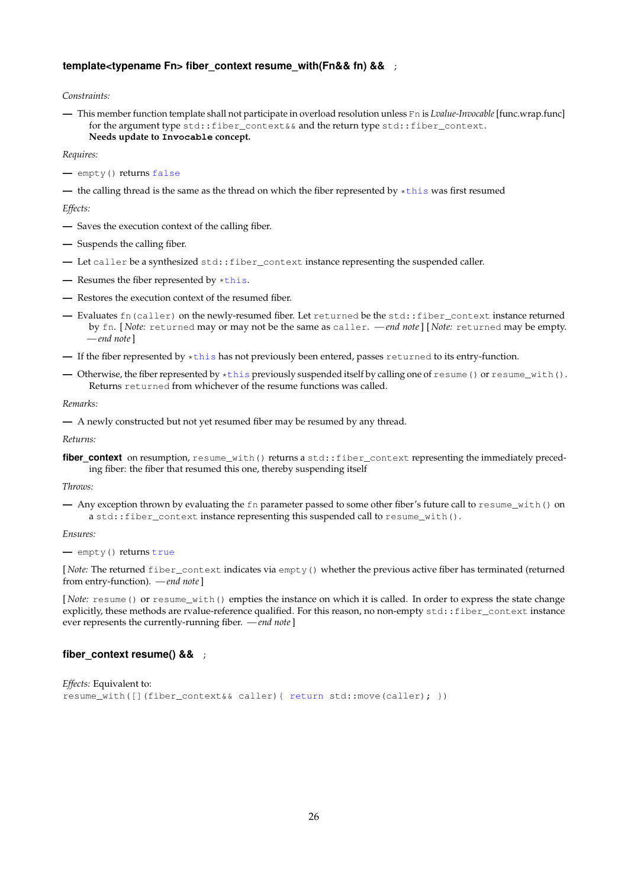#### template<typename Fn> fiber_context resume_with(Fn&& fn) && ;

*Constraints:*

— This member function template shall not participate in overload resolution unless `Fn` is *Lvalue-Invocable* [func.wrap.func] for the argument type `std::fiber_context&&` and the return type `std::fiber_context`. **Needs update to `Invocable` concept.**

*Requires:*

— `empty()` returns `false`

— the calling thread is the same as the thread on which the fiber represented by `*this` was first resumed

*Effects:*

— Saves the execution context of the calling fiber.

— Suspends the calling fiber.

— Let `caller` be a synthesized `std::fiber_context` instance representing the suspended caller.

— Resumes the fiber represented by `*this`.

— Restores the execution context of the resumed fiber.

— Evaluates `fn(caller)` on the newly-resumed fiber. Let `returned` be the `std::fiber_context` instance returned by `fn`. [ *Note:* `returned` may or may not be the same as `caller`. — *end note* ] [ *Note:* `returned` may be empty. — *end note* ]

— If the fiber represented by `*this` has not previously been entered, passes `returned` to its entry-function.

— Otherwise, the fiber represented by `*this` previously suspended itself by calling one of `resume()` or `resume_with()`. Returns `returned` from whichever of the resume functions was called.

*Remarks:*

— A newly constructed but not yet resumed fiber may be resumed by any thread.

*Returns:*

**fiber_context** on resumption, `resume_with()` returns a `std::fiber_context` representing the immediately preceding fiber: the fiber that resumed this one, thereby suspending itself

*Throws:*

— Any exception thrown by evaluating the `fn` parameter passed to some other fiber's future call to `resume_with()` on a `std::fiber_context` instance representing this suspended call to `resume_with()`.

*Ensures:*

— `empty()` returns `true`

[ *Note:* The returned `fiber_context` indicates via `empty()` whether the previous active fiber has terminated (returned from entry-function). — *end note* ]

[ *Note:* `resume()` or `resume_with()` empties the instance on which it is called. In order to express the state change explicitly, these methods are rvalue-reference qualified. For this reason, no non-empty `std::fiber_context` instance ever represents the currently-running fiber. — *end note* ]

#### fiber_context resume() && ;

*Effects:* Equivalent to:

```
resume_with([](fiber_context&& caller){ return std::move(caller); })
```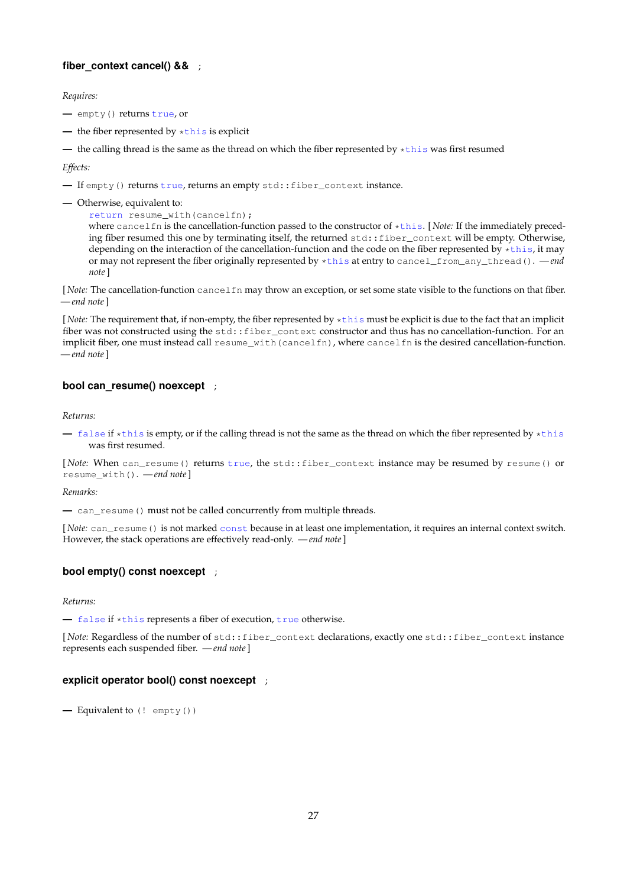### fiber_context cancel() && ;

*Requires:*

— `empty()` returns `true`, or

— the fiber represented by `*this` is explicit

— the calling thread is the same as the thread on which the fiber represented by `*this` was first resumed

*Effects:*

— If `empty()` returns `true`, returns an empty `std::fiber_context` instance.

— Otherwise, equivalent to:

```
return resume_with(cancelfn);
```

where `cancelfn` is the cancellation-function passed to the constructor of `*this`. [ *Note:* If the immediately preceding fiber resumed this one by terminating itself, the returned `std::fiber_context` will be empty. Otherwise, depending on the interaction of the cancellation-function and the code on the fiber represented by `*this`, it may or may not represent the fiber originally represented by `*this` at entry to `cancel_from_any_thread()`. — *end note* ]

[ *Note:* The cancellation-function `cancelfn` may throw an exception, or set some state visible to the functions on that fiber. — *end note* ]

[ *Note:* The requirement that, if non-empty, the fiber represented by `*this` must be explicit is due to the fact that an implicit fiber was not constructed using the `std::fiber_context` constructor and thus has no cancellation-function. For an implicit fiber, one must instead call `resume_with(cancelfn)`, where `cancelfn` is the desired cancellation-function. — *end note* ]

### bool can_resume() noexcept ;

*Returns:*

— `false` if `*this` is empty, or if the calling thread is not the same as the thread on which the fiber represented by `*this` was first resumed.

[ *Note:* When `can_resume()` returns `true`, the `std::fiber_context` instance may be resumed by `resume()` or `resume_with()`. — *end note* ]

*Remarks:*

— `can_resume()` must not be called concurrently from multiple threads.

[ *Note:* `can_resume()` is not marked `const` because in at least one implementation, it requires an internal context switch. However, the stack operations are effectively read-only. — *end note* ]

### bool empty() const noexcept ;

*Returns:*

— `false` if `*this` represents a fiber of execution, `true` otherwise.

[ *Note:* Regardless of the number of `std::fiber_context` declarations, exactly one `std::fiber_context` instance represents each suspended fiber. — *end note* ]

### explicit operator bool() const noexcept ;

— Equivalent to `(! empty())`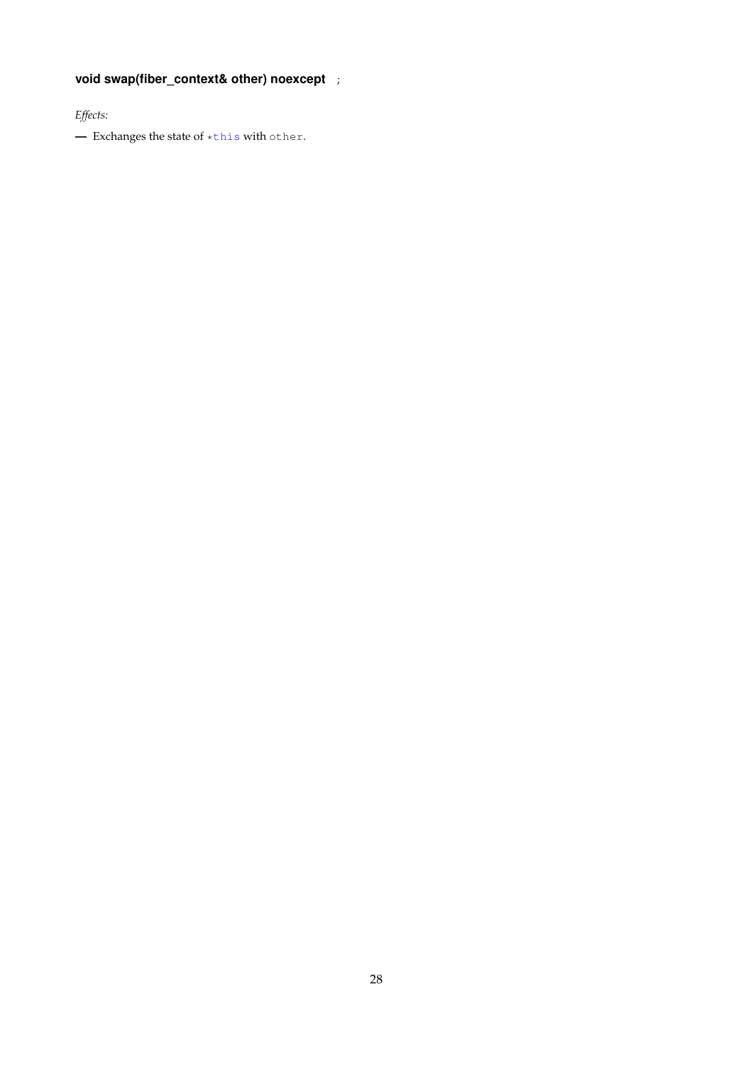**void swap(fiber_context& other) noexcept** ;

*Effects:*

— Exchanges the state of `*this` with `other`.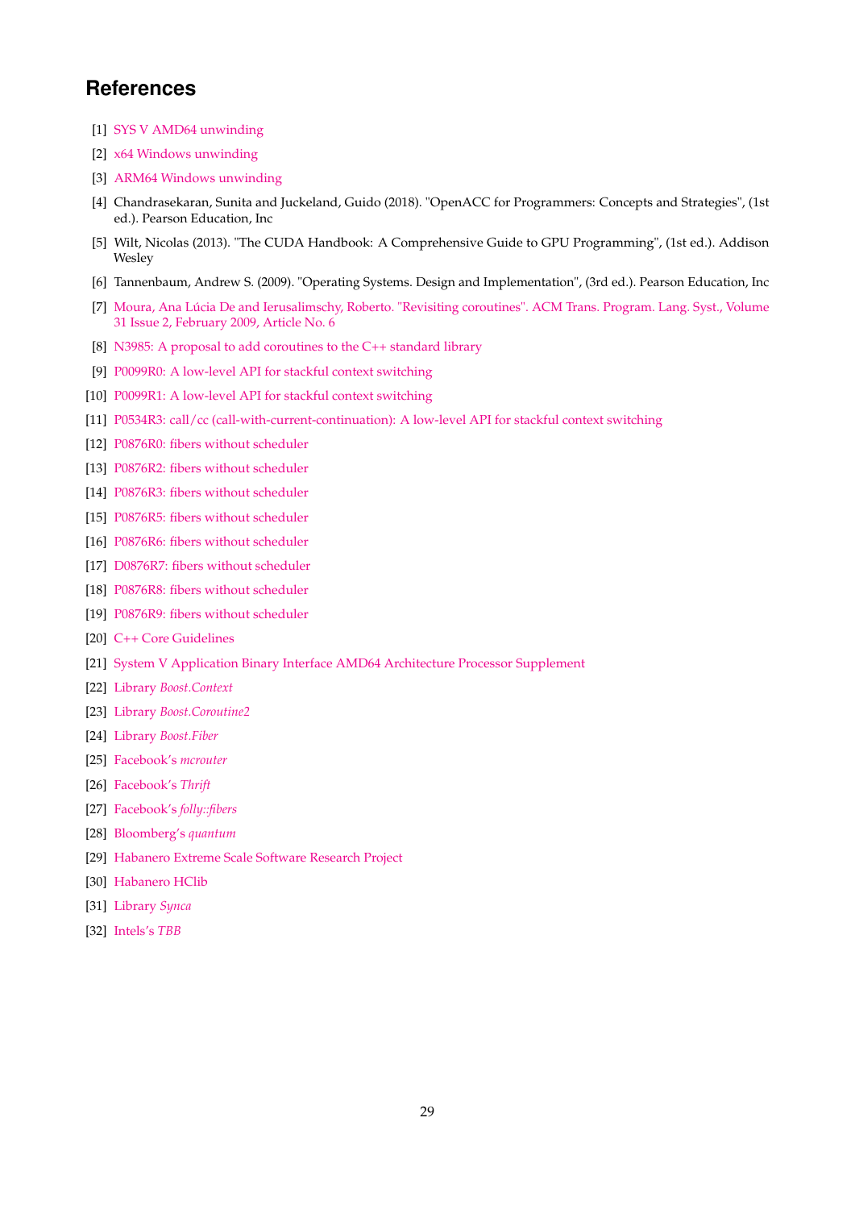## References

[1] SYS V AMD64 unwinding

[2] x64 Windows unwinding

[3] ARM64 Windows unwinding

[4] Chandrasekaran, Sunita and Juckeland, Guido (2018). "OpenACC for Programmers: Concepts and Strategies", (1st ed.). Pearson Education, Inc

[5] Wilt, Nicolas (2013). "The CUDA Handbook: A Comprehensive Guide to GPU Programming", (1st ed.). Addison Wesley

[6] Tannenbaum, Andrew S. (2009). "Operating Systems. Design and Implementation", (3rd ed.). Pearson Education, Inc

[7] Moura, Ana Lúcia De and Ierusalimschy, Roberto. "Revisiting coroutines". ACM Trans. Program. Lang. Syst., Volume 31 Issue 2, February 2009, Article No. 6

[8] N3985: A proposal to add coroutines to the C++ standard library

[9] P0099R0: A low-level API for stackful context switching

[10] P0099R1: A low-level API for stackful context switching

[11] P0534R3: call/cc (call-with-current-continuation): A low-level API for stackful context switching

[12] P0876R0: fibers without scheduler

[13] P0876R2: fibers without scheduler

[14] P0876R3: fibers without scheduler

[15] P0876R5: fibers without scheduler

[16] P0876R6: fibers without scheduler

[17] D0876R7: fibers without scheduler

[18] P0876R8: fibers without scheduler

[19] P0876R9: fibers without scheduler

[20] C++ Core Guidelines

[21] System V Application Binary Interface AMD64 Architecture Processor Supplement

[22] Library *Boost.Context*

[23] Library *Boost.Coroutine2*

[24] Library *Boost.Fiber*

[25] Facebook's *mcrouter*

[26] Facebook's *Thrift*

[27] Facebook's *folly::fibers*

[28] Bloomberg's *quantum*

[29] Habanero Extreme Scale Software Research Project

[30] Habanero HClib

[31] Library *Synca*

[32] Intels's *TBB*